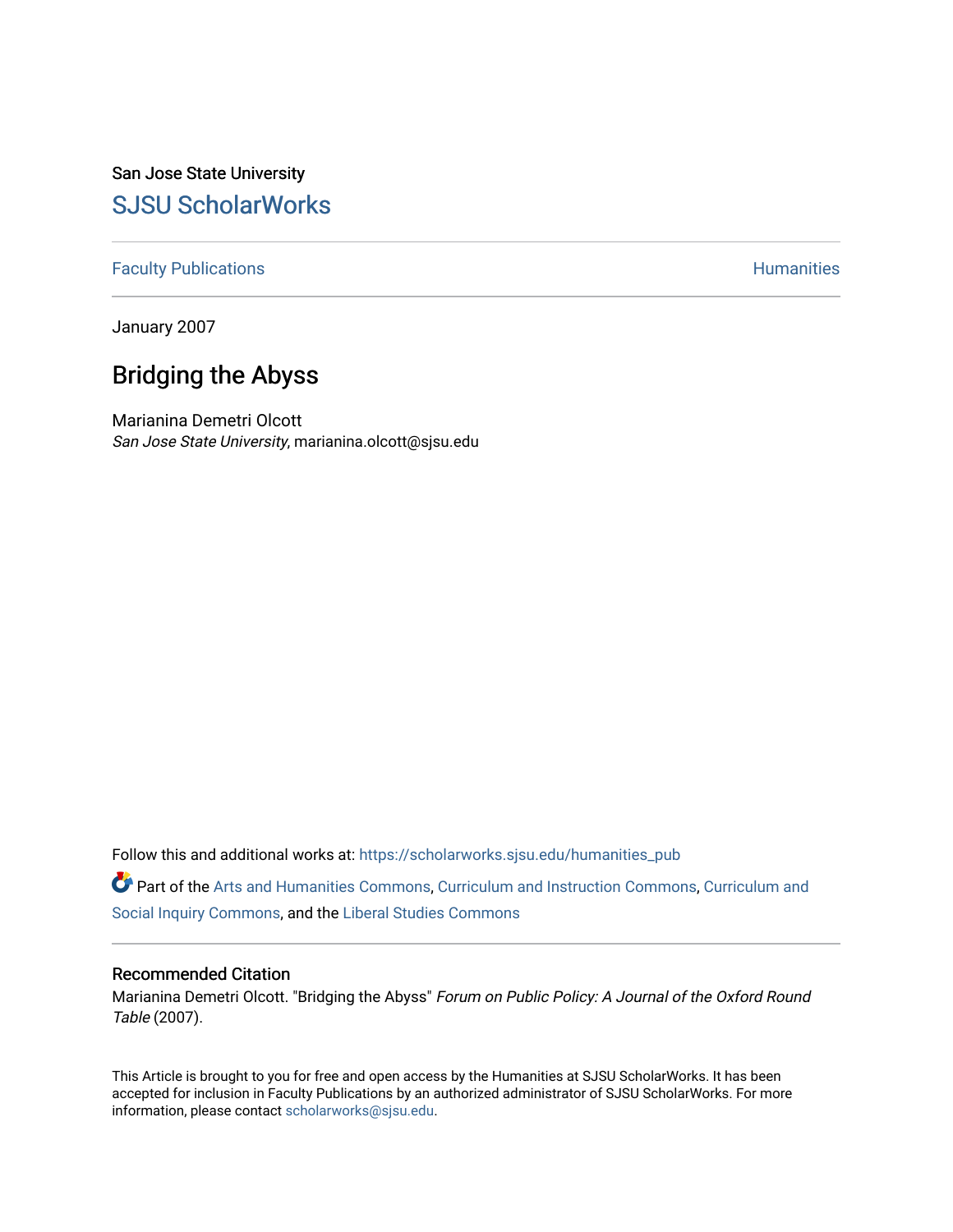San Jose State University

# SJSU ScholarWorks

Faculty Publications | Humanities

January 2007

## Bridging the Abyss

Marianina Demetri Olcott
*San Jose State University*, marianina.olcott@sjsu.edu

Follow this and additional works at: https://scholarworks.sjsu.edu/humanities_pub

Part of the Arts and Humanities Commons, Curriculum and Instruction Commons, Curriculum and Social Inquiry Commons, and the Liberal Studies Commons

### Recommended Citation

Marianina Demetri Olcott. "Bridging the Abyss" *Forum on Public Policy: A Journal of the Oxford Round Table* (2007).

This Article is brought to you for free and open access by the Humanities at SJSU ScholarWorks. It has been accepted for inclusion in Faculty Publications by an authorized administrator of SJSU ScholarWorks. For more information, please contact scholarworks@sjsu.edu.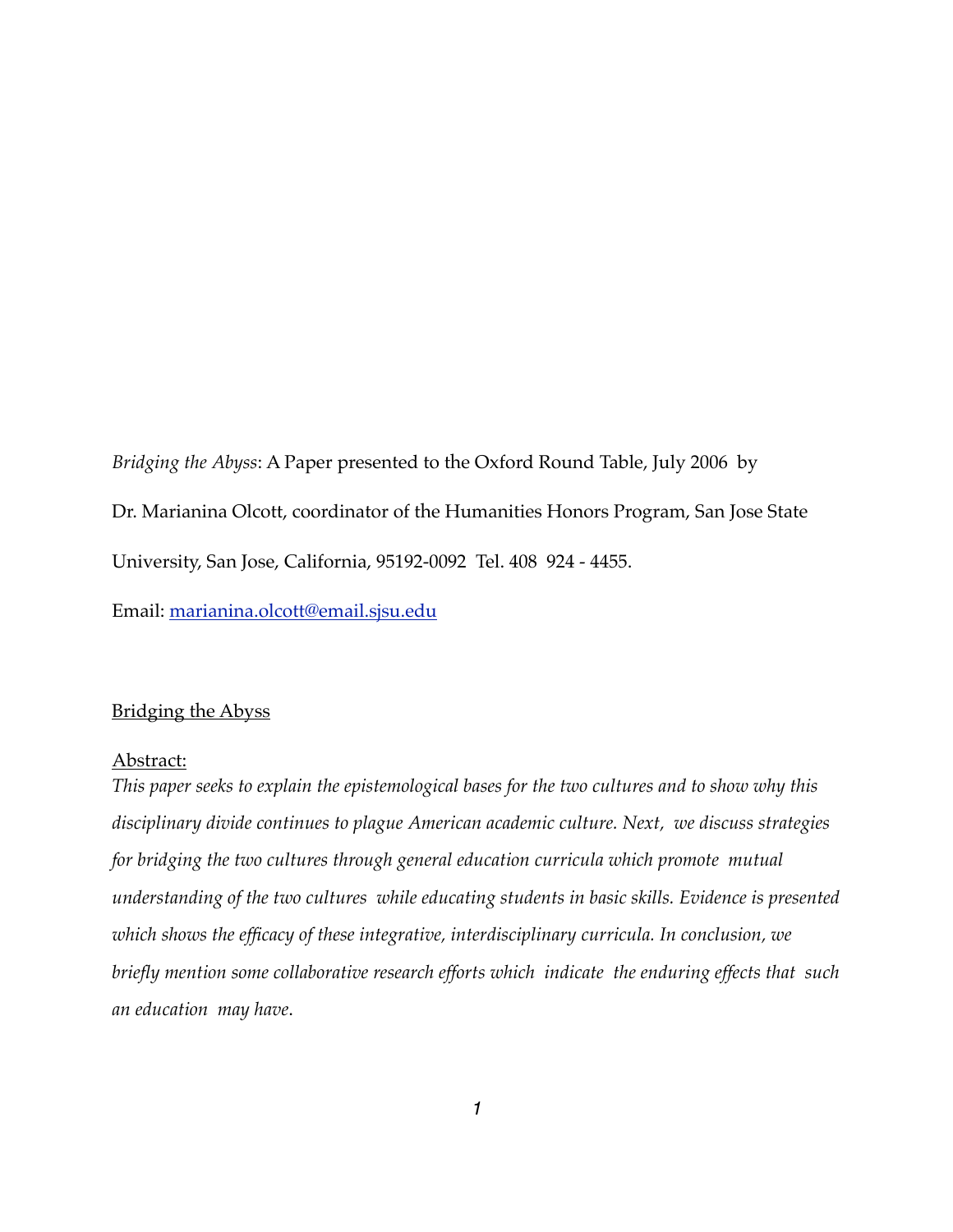*Bridging the Abyss*: A Paper presented to the Oxford Round Table, July 2006 by

Dr. Marianina Olcott, coordinator of the Humanities Honors Program, San Jose State University, San Jose, California, 95192-0092 Tel. 408 924 - 4455.

Email: marianina.olcott@email.sjsu.edu

## Bridging the Abyss

Abstract:

*This paper seeks to explain the epistemological bases for the two cultures and to show why this disciplinary divide continues to plague American academic culture. Next, we discuss strategies for bridging the two cultures through general education curricula which promote mutual understanding of the two cultures while educating students in basic skills. Evidence is presented which shows the efficacy of these integrative, interdisciplinary curricula. In conclusion, we briefly mention some collaborative research efforts which indicate the enduring effects that such an education may have.*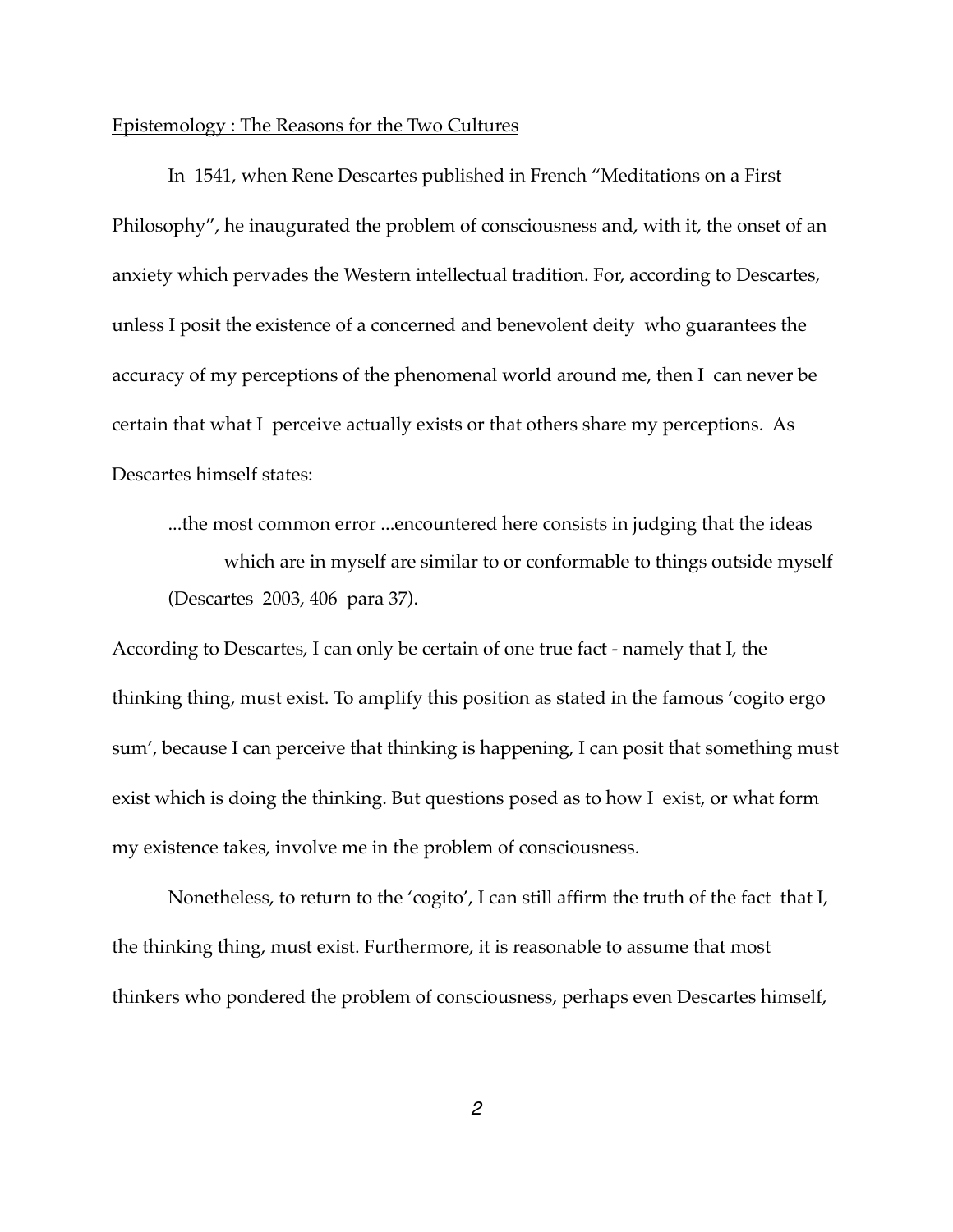Epistemology : The Reasons for the Two Cultures

In 1541, when Rene Descartes published in French "Meditations on a First Philosophy", he inaugurated the problem of consciousness and, with it, the onset of an anxiety which pervades the Western intellectual tradition. For, according to Descartes, unless I posit the existence of a concerned and benevolent deity who guarantees the accuracy of my perceptions of the phenomenal world around me, then I can never be certain that what I perceive actually exists or that others share my perceptions. As Descartes himself states:

> ...the most common error ...encountered here consists in judging that the ideas which are in myself are similar to or conformable to things outside myself (Descartes 2003, 406 para 37).

According to Descartes, I can only be certain of one true fact - namely that I, the thinking thing, must exist. To amplify this position as stated in the famous 'cogito ergo sum', because I can perceive that thinking is happening, I can posit that something must exist which is doing the thinking. But questions posed as to how I exist, or what form my existence takes, involve me in the problem of consciousness.

Nonetheless, to return to the 'cogito', I can still affirm the truth of the fact that I, the thinking thing, must exist. Furthermore, it is reasonable to assume that most thinkers who pondered the problem of consciousness, perhaps even Descartes himself,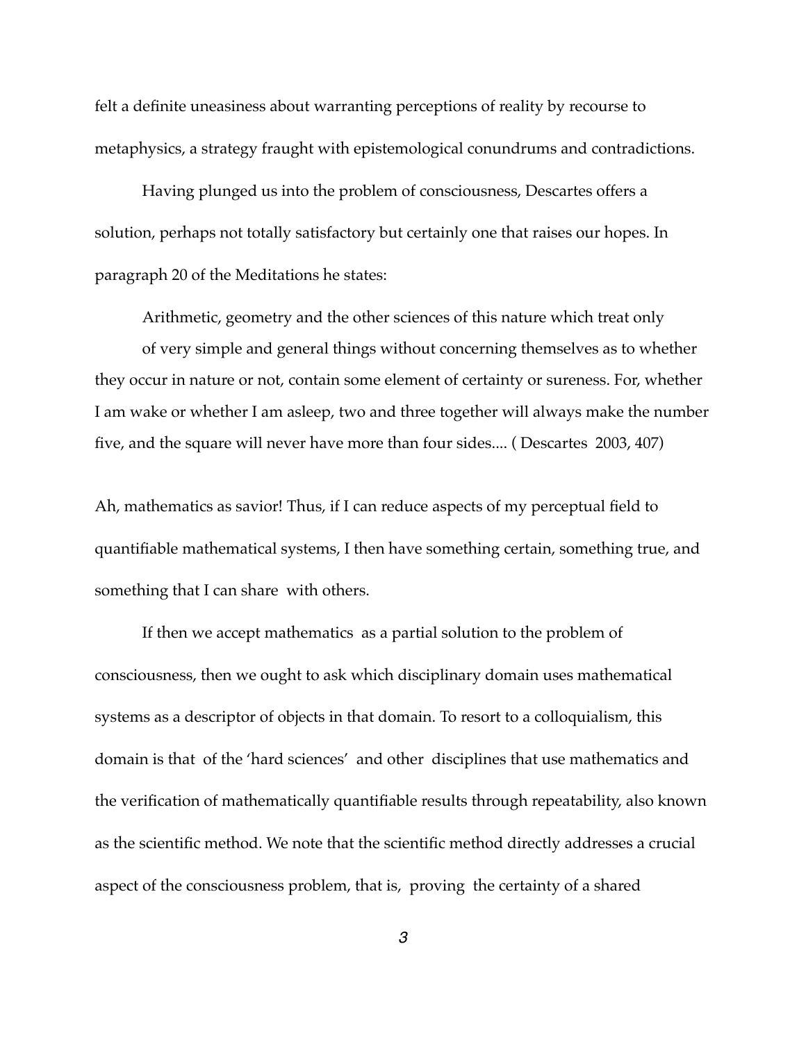felt a definite uneasiness about warranting perceptions of reality by recourse to metaphysics, a strategy fraught with epistemological conundrums and contradictions.

Having plunged us into the problem of consciousness, Descartes offers a solution, perhaps not totally satisfactory but certainly one that raises our hopes. In paragraph 20 of the Meditations he states:

> Arithmetic, geometry and the other sciences of this nature which treat only of very simple and general things without concerning themselves as to whether they occur in nature or not, contain some element of certainty or sureness. For, whether I am wake or whether I am asleep, two and three together will always make the number five, and the square will never have more than four sides.... ( Descartes 2003, 407)

Ah, mathematics as savior! Thus, if I can reduce aspects of my perceptual field to quantifiable mathematical systems, I then have something certain, something true, and something that I can share with others.

If then we accept mathematics as a partial solution to the problem of consciousness, then we ought to ask which disciplinary domain uses mathematical systems as a descriptor of objects in that domain. To resort to a colloquialism, this domain is that of the 'hard sciences' and other disciplines that use mathematics and the verification of mathematically quantifiable results through repeatability, also known as the scientific method. We note that the scientific method directly addresses a crucial aspect of the consciousness problem, that is, proving the certainty of a shared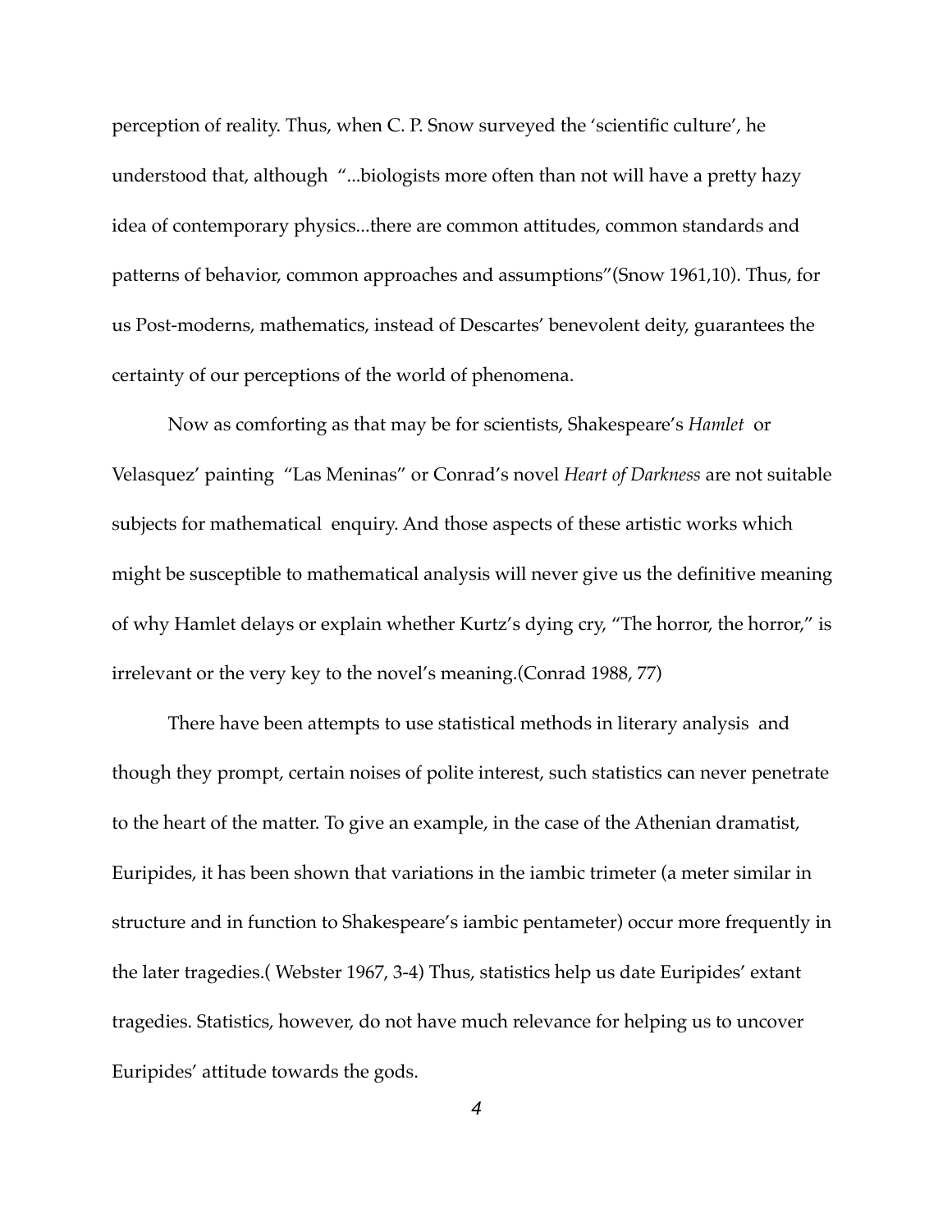perception of reality. Thus, when C. P. Snow surveyed the 'scientific culture', he understood that, although "...biologists more often than not will have a pretty hazy idea of contemporary physics...there are common attitudes, common standards and patterns of behavior, common approaches and assumptions"(Snow 1961,10). Thus, for us Post-moderns, mathematics, instead of Descartes' benevolent deity, guarantees the certainty of our perceptions of the world of phenomena.

Now as comforting as that may be for scientists, Shakespeare's *Hamlet* or Velasquez' painting "Las Meninas" or Conrad's novel *Heart of Darkness* are not suitable subjects for mathematical enquiry. And those aspects of these artistic works which might be susceptible to mathematical analysis will never give us the definitive meaning of why Hamlet delays or explain whether Kurtz's dying cry, "The horror, the horror," is irrelevant or the very key to the novel's meaning.(Conrad 1988, 77)

There have been attempts to use statistical methods in literary analysis and though they prompt, certain noises of polite interest, such statistics can never penetrate to the heart of the matter. To give an example, in the case of the Athenian dramatist, Euripides, it has been shown that variations in the iambic trimeter (a meter similar in structure and in function to Shakespeare's iambic pentameter) occur more frequently in the later tragedies.( Webster 1967, 3-4) Thus, statistics help us date Euripides' extant tragedies. Statistics, however, do not have much relevance for helping us to uncover Euripides' attitude towards the gods.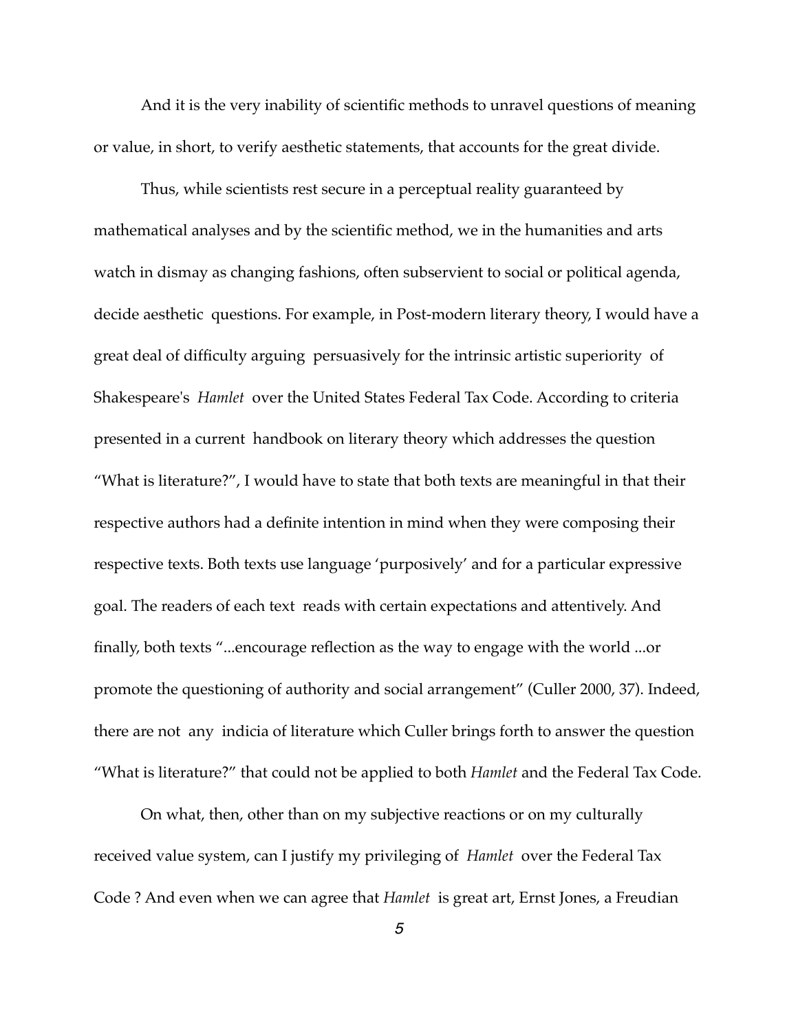And it is the very inability of scientific methods to unravel questions of meaning or value, in short, to verify aesthetic statements, that accounts for the great divide.

Thus, while scientists rest secure in a perceptual reality guaranteed by mathematical analyses and by the scientific method, we in the humanities and arts watch in dismay as changing fashions, often subservient to social or political agenda, decide aesthetic questions. For example, in Post-modern literary theory, I would have a great deal of difficulty arguing persuasively for the intrinsic artistic superiority of Shakespeare's *Hamlet* over the United States Federal Tax Code. According to criteria presented in a current handbook on literary theory which addresses the question "What is literature?", I would have to state that both texts are meaningful in that their respective authors had a definite intention in mind when they were composing their respective texts. Both texts use language 'purposively' and for a particular expressive goal. The readers of each text reads with certain expectations and attentively. And finally, both texts "...encourage reflection as the way to engage with the world ...or promote the questioning of authority and social arrangement" (Culler 2000, 37). Indeed, there are not any indicia of literature which Culler brings forth to answer the question "What is literature?" that could not be applied to both *Hamlet* and the Federal Tax Code.

On what, then, other than on my subjective reactions or on my culturally received value system, can I justify my privileging of *Hamlet* over the Federal Tax Code ? And even when we can agree that *Hamlet* is great art, Ernst Jones, a Freudian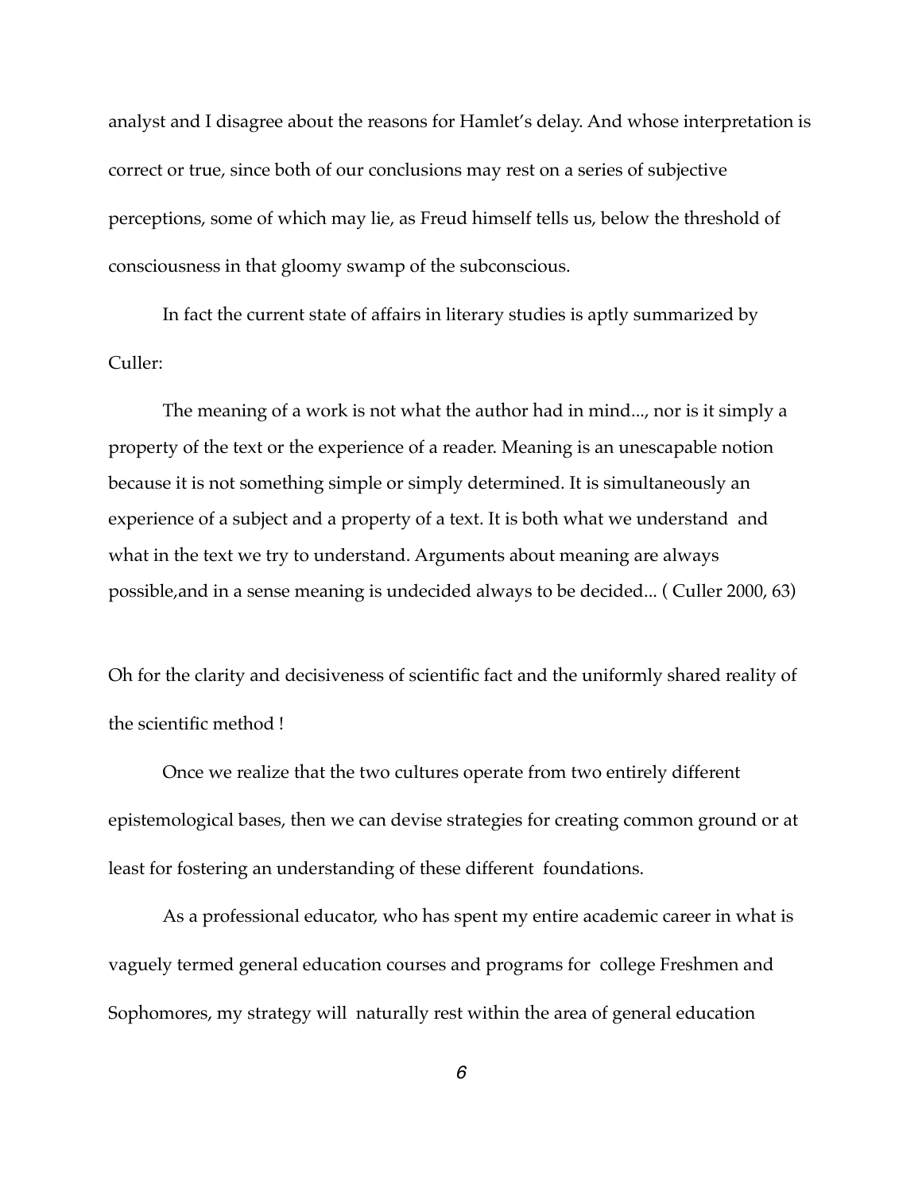analyst and I disagree about the reasons for Hamlet's delay. And whose interpretation is correct or true, since both of our conclusions may rest on a series of subjective perceptions, some of which may lie, as Freud himself tells us, below the threshold of consciousness in that gloomy swamp of the subconscious.

In fact the current state of affairs in literary studies is aptly summarized by Culler:

> The meaning of a work is not what the author had in mind..., nor is it simply a property of the text or the experience of a reader. Meaning is an unescapable notion because it is not something simple or simply determined. It is simultaneously an experience of a subject and a property of a text. It is both what we understand and what in the text we try to understand. Arguments about meaning are always possible,and in a sense meaning is undecided always to be decided... ( Culler 2000, 63)

Oh for the clarity and decisiveness of scientific fact and the uniformly shared reality of the scientific method !

Once we realize that the two cultures operate from two entirely different epistemological bases, then we can devise strategies for creating common ground or at least for fostering an understanding of these different foundations.

As a professional educator, who has spent my entire academic career in what is vaguely termed general education courses and programs for college Freshmen and Sophomores, my strategy will naturally rest within the area of general education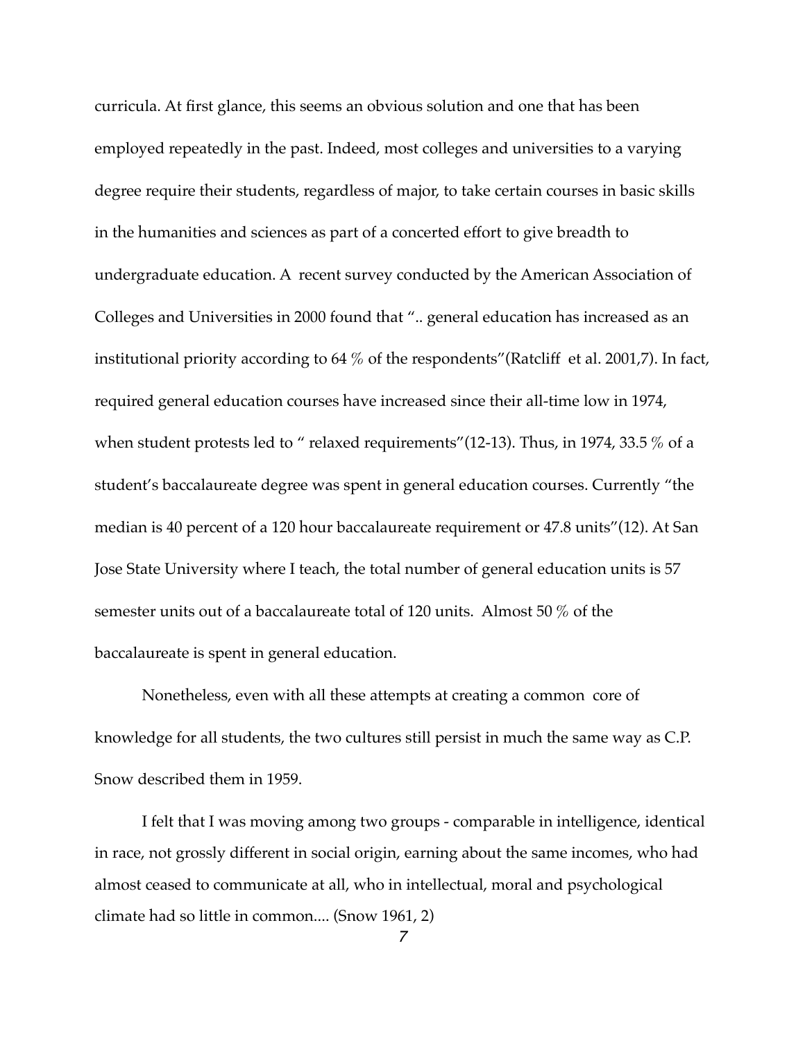curricula. At first glance, this seems an obvious solution and one that has been employed repeatedly in the past. Indeed, most colleges and universities to a varying degree require their students, regardless of major, to take certain courses in basic skills in the humanities and sciences as part of a concerted effort to give breadth to undergraduate education. A recent survey conducted by the American Association of Colleges and Universities in 2000 found that ".. general education has increased as an institutional priority according to 64 % of the respondents"(Ratcliff et al. 2001,7). In fact, required general education courses have increased since their all-time low in 1974, when student protests led to " relaxed requirements"(12-13). Thus, in 1974, 33.5 % of a student's baccalaureate degree was spent in general education courses. Currently "the median is 40 percent of a 120 hour baccalaureate requirement or 47.8 units"(12). At San Jose State University where I teach, the total number of general education units is 57 semester units out of a baccalaureate total of 120 units. Almost 50 % of the baccalaureate is spent in general education.

Nonetheless, even with all these attempts at creating a common core of knowledge for all students, the two cultures still persist in much the same way as C.P. Snow described them in 1959.

> I felt that I was moving among two groups - comparable in intelligence, identical in race, not grossly different in social origin, earning about the same incomes, who had almost ceased to communicate at all, who in intellectual, moral and psychological climate had so little in common.... (Snow 1961, 2)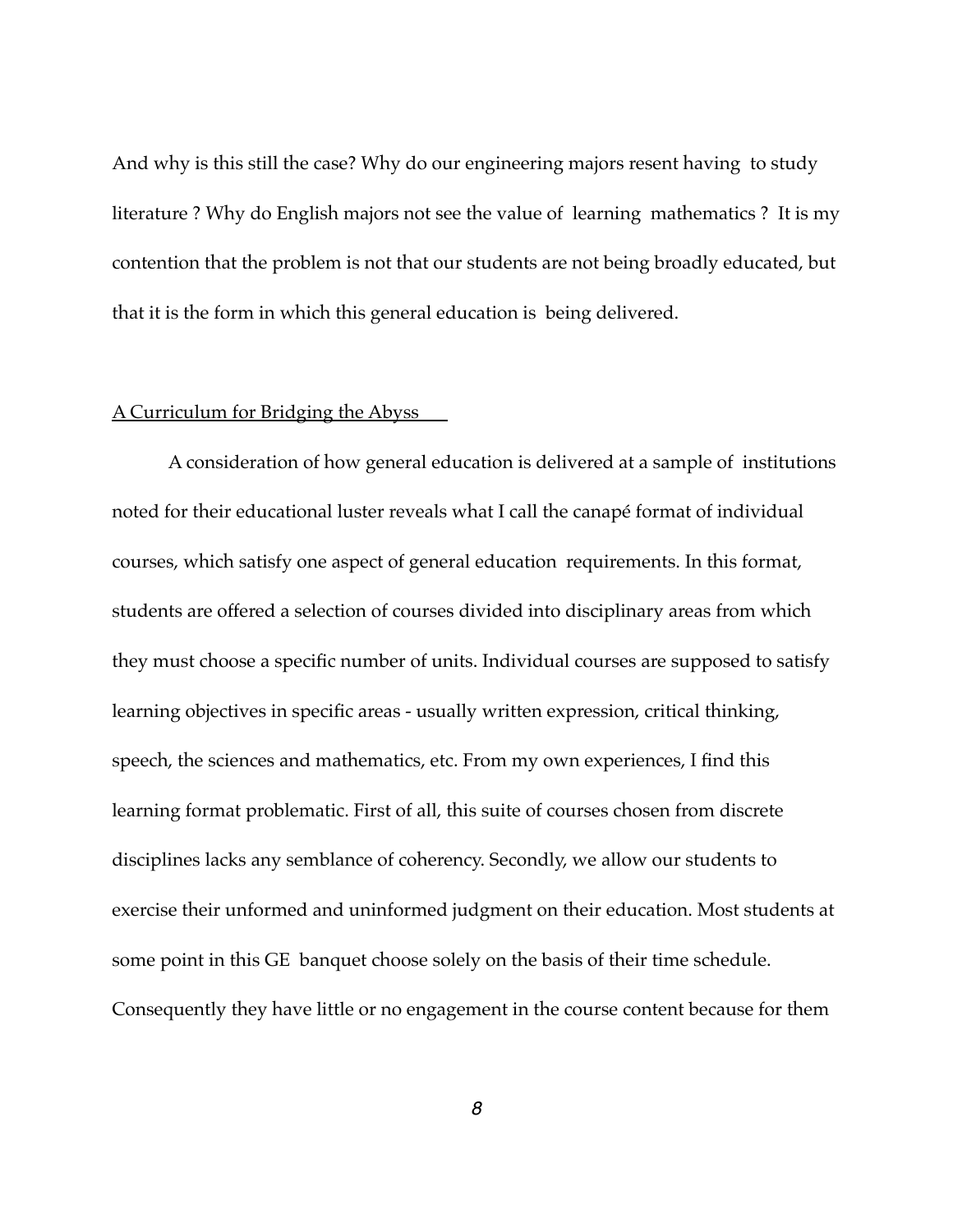And why is this still the case? Why do our engineering majors resent having to study literature ? Why do English majors not see the value of learning mathematics ? It is my contention that the problem is not that our students are not being broadly educated, but that it is the form in which this general education is being delivered.

## A Curriculum for Bridging the Abyss

A consideration of how general education is delivered at a sample of institutions noted for their educational luster reveals what I call the canapé format of individual courses, which satisfy one aspect of general education requirements. In this format, students are offered a selection of courses divided into disciplinary areas from which they must choose a specific number of units. Individual courses are supposed to satisfy learning objectives in specific areas - usually written expression, critical thinking, speech, the sciences and mathematics, etc. From my own experiences, I find this learning format problematic. First of all, this suite of courses chosen from discrete disciplines lacks any semblance of coherency. Secondly, we allow our students to exercise their unformed and uninformed judgment on their education. Most students at some point in this GE banquet choose solely on the basis of their time schedule. Consequently they have little or no engagement in the course content because for them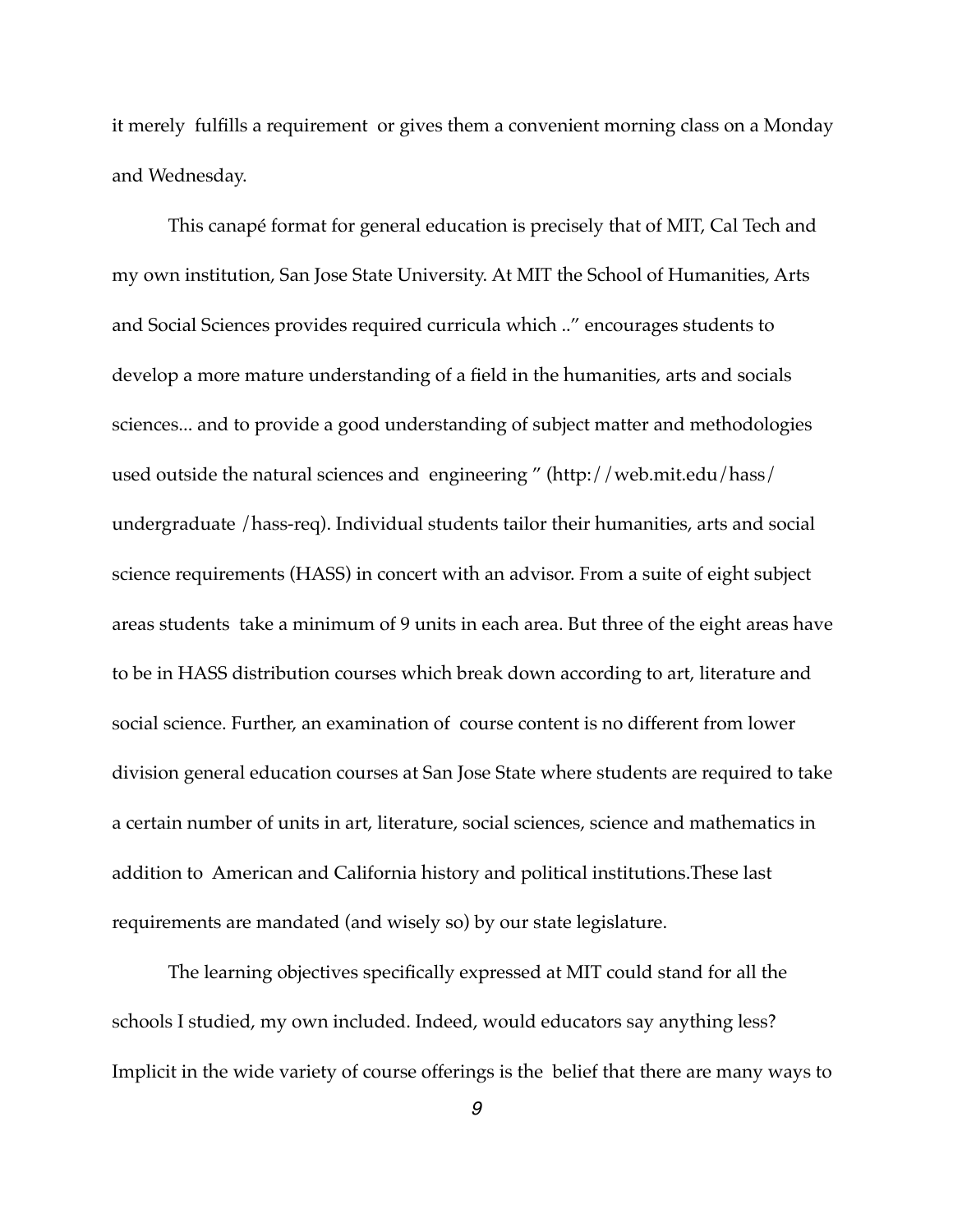it merely fulfills a requirement or gives them a convenient morning class on a Monday and Wednesday.

This canapé format for general education is precisely that of MIT, Cal Tech and my own institution, San Jose State University. At MIT the School of Humanities, Arts and Social Sciences provides required curricula which ..” encourages students to develop a more mature understanding of a field in the humanities, arts and socials sciences... and to provide a good understanding of subject matter and methodologies used outside the natural sciences and engineering ” (http://web.mit.edu/hass/undergraduate /hass-req). Individual students tailor their humanities, arts and social science requirements (HASS) in concert with an advisor. From a suite of eight subject areas students take a minimum of 9 units in each area. But three of the eight areas have to be in HASS distribution courses which break down according to art, literature and social science. Further, an examination of course content is no different from lower division general education courses at San Jose State where students are required to take a certain number of units in art, literature, social sciences, science and mathematics in addition to American and California history and political institutions.These last requirements are mandated (and wisely so) by our state legislature.

The learning objectives specifically expressed at MIT could stand for all the schools I studied, my own included. Indeed, would educators say anything less? Implicit in the wide variety of course offerings is the belief that there are many ways to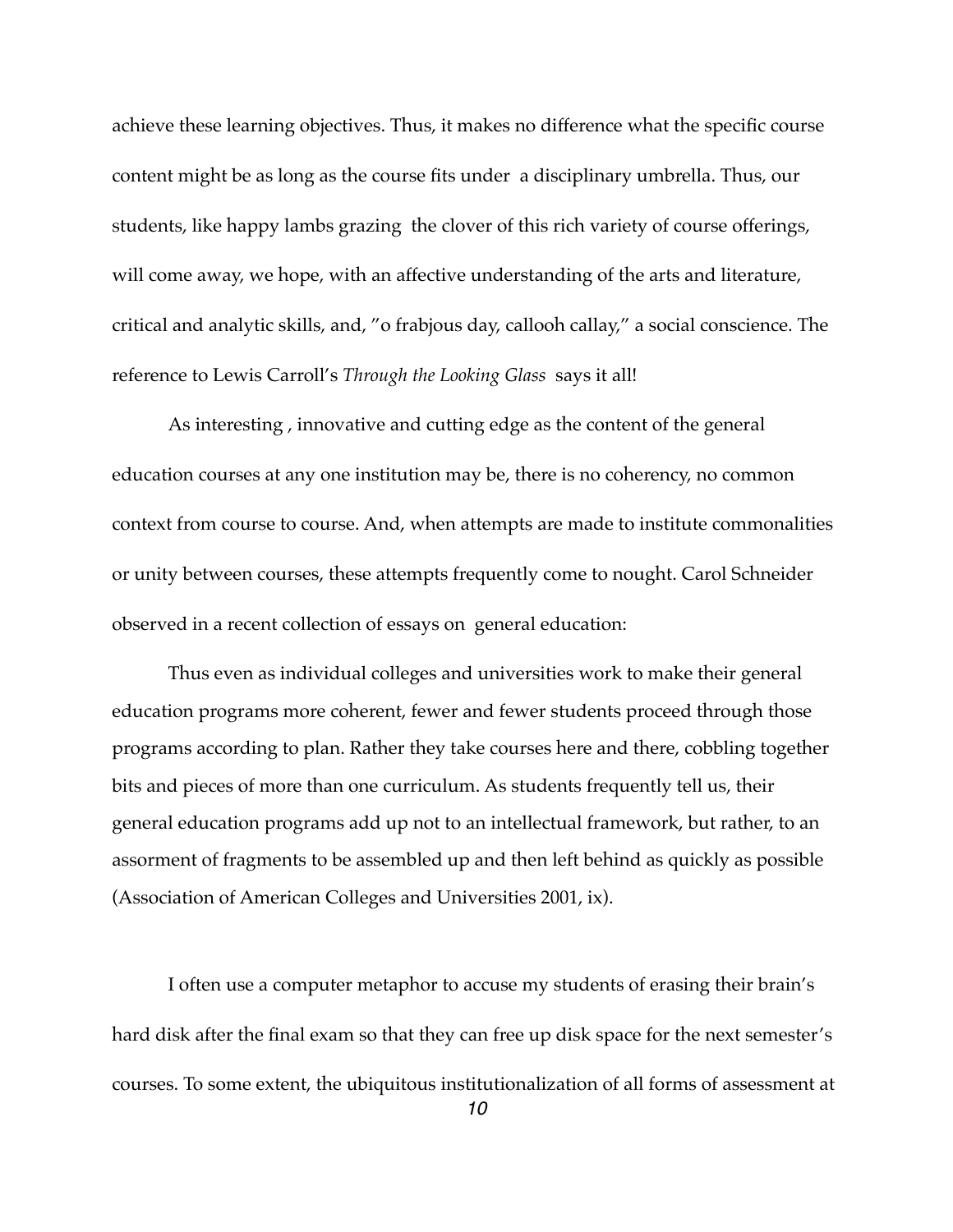achieve these learning objectives. Thus, it makes no difference what the specific course content might be as long as the course fits under a disciplinary umbrella. Thus, our students, like happy lambs grazing the clover of this rich variety of course offerings, will come away, we hope, with an affective understanding of the arts and literature, critical and analytic skills, and, "o frabjous day, callooh callay," a social conscience. The reference to Lewis Carroll's *Through the Looking Glass* says it all!

As interesting , innovative and cutting edge as the content of the general education courses at any one institution may be, there is no coherency, no common context from course to course. And, when attempts are made to institute commonalities or unity between courses, these attempts frequently come to nought. Carol Schneider observed in a recent collection of essays on general education:

> Thus even as individual colleges and universities work to make their general education programs more coherent, fewer and fewer students proceed through those programs according to plan. Rather they take courses here and there, cobbling together bits and pieces of more than one curriculum. As students frequently tell us, their general education programs add up not to an intellectual framework, but rather, to an assorment of fragments to be assembled up and then left behind as quickly as possible (Association of American Colleges and Universities 2001, ix).

I often use a computer metaphor to accuse my students of erasing their brain's hard disk after the final exam so that they can free up disk space for the next semester's courses. To some extent, the ubiquitous institutionalization of all forms of assessment at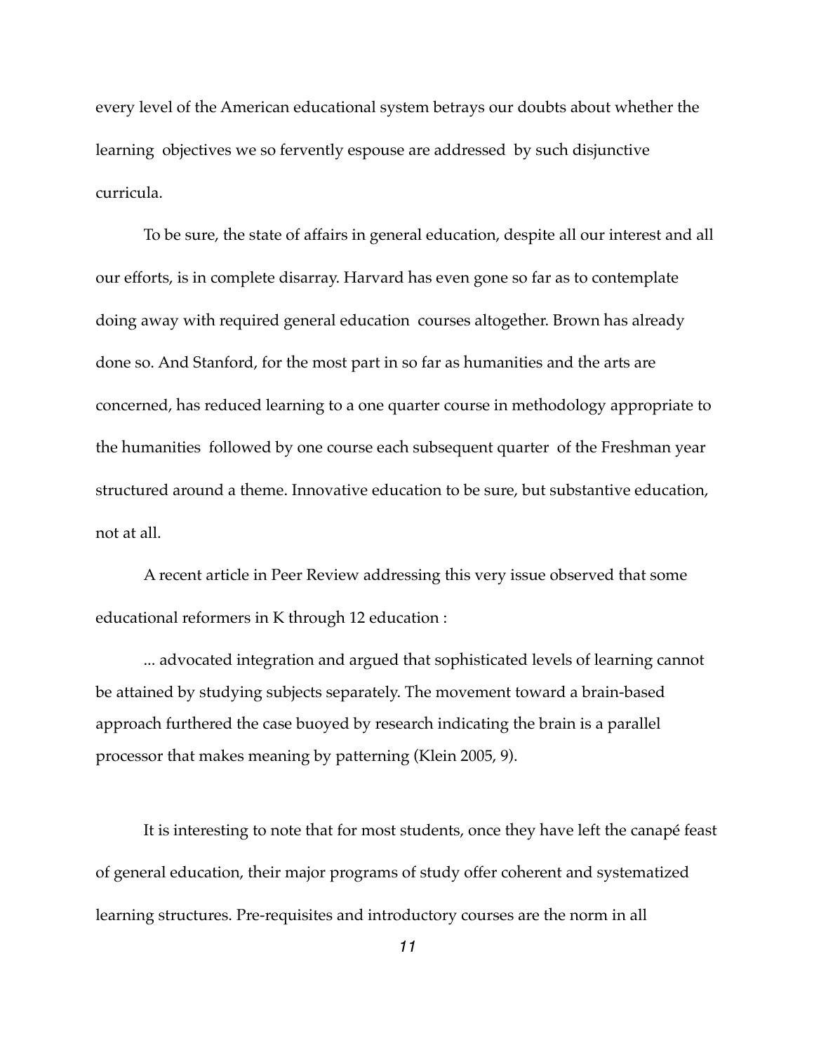every level of the American educational system betrays our doubts about whether the learning objectives we so fervently espouse are addressed by such disjunctive curricula.

To be sure, the state of affairs in general education, despite all our interest and all our efforts, is in complete disarray. Harvard has even gone so far as to contemplate doing away with required general education courses altogether. Brown has already done so. And Stanford, for the most part in so far as humanities and the arts are concerned, has reduced learning to a one quarter course in methodology appropriate to the humanities followed by one course each subsequent quarter of the Freshman year structured around a theme. Innovative education to be sure, but substantive education, not at all.

A recent article in Peer Review addressing this very issue observed that some educational reformers in K through 12 education :

> ... advocated integration and argued that sophisticated levels of learning cannot be attained by studying subjects separately. The movement toward a brain-based approach furthered the case buoyed by research indicating the brain is a parallel processor that makes meaning by patterning (Klein 2005, 9).

It is interesting to note that for most students, once they have left the canapé feast of general education, their major programs of study offer coherent and systematized learning structures. Pre-requisites and introductory courses are the norm in all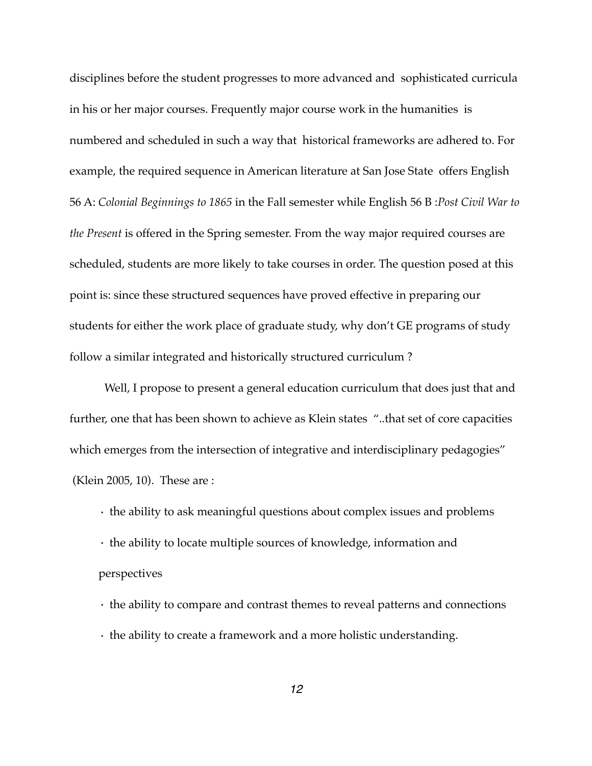disciplines before the student progresses to more advanced and sophisticated curricula in his or her major courses. Frequently major course work in the humanities is numbered and scheduled in such a way that historical frameworks are adhered to. For example, the required sequence in American literature at San Jose State offers English 56 A: *Colonial Beginnings to 1865* in the Fall semester while English 56 B :*Post Civil War to the Present* is offered in the Spring semester. From the way major required courses are scheduled, students are more likely to take courses in order. The question posed at this point is: since these structured sequences have proved effective in preparing our students for either the work place of graduate study, why don't GE programs of study follow a similar integrated and historically structured curriculum ?

Well, I propose to present a general education curriculum that does just that and further, one that has been shown to achieve as Klein states "..that set of core capacities which emerges from the intersection of integrative and interdisciplinary pedagogies" (Klein 2005, 10). These are :

- the ability to ask meaningful questions about complex issues and problems
- the ability to locate multiple sources of knowledge, information and perspectives
- the ability to compare and contrast themes to reveal patterns and connections
- the ability to create a framework and a more holistic understanding.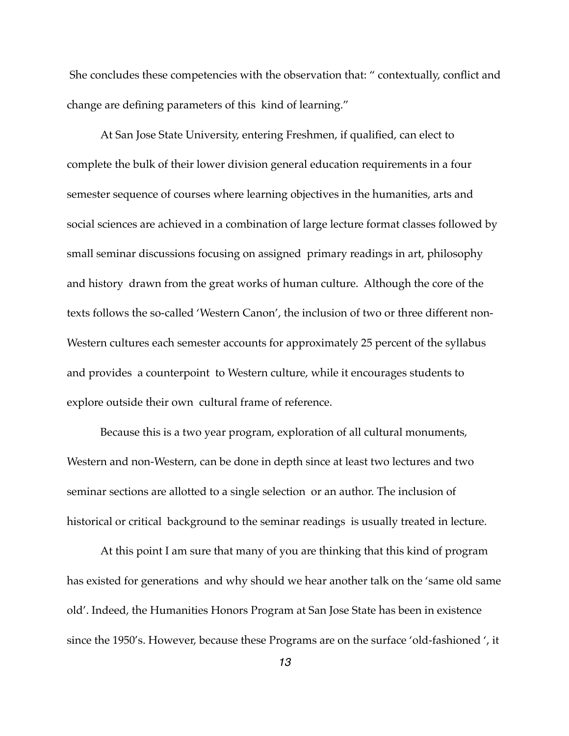She concludes these competencies with the observation that: " contextually, conflict and change are defining parameters of this kind of learning."

At San Jose State University, entering Freshmen, if qualified, can elect to complete the bulk of their lower division general education requirements in a four semester sequence of courses where learning objectives in the humanities, arts and social sciences are achieved in a combination of large lecture format classes followed by small seminar discussions focusing on assigned primary readings in art, philosophy and history drawn from the great works of human culture. Although the core of the texts follows the so-called 'Western Canon', the inclusion of two or three different non-Western cultures each semester accounts for approximately 25 percent of the syllabus and provides a counterpoint to Western culture, while it encourages students to explore outside their own cultural frame of reference.

Because this is a two year program, exploration of all cultural monuments, Western and non-Western, can be done in depth since at least two lectures and two seminar sections are allotted to a single selection or an author. The inclusion of historical or critical background to the seminar readings is usually treated in lecture.

At this point I am sure that many of you are thinking that this kind of program has existed for generations and why should we hear another talk on the 'same old same old'. Indeed, the Humanities Honors Program at San Jose State has been in existence since the 1950's. However, because these Programs are on the surface 'old-fashioned ', it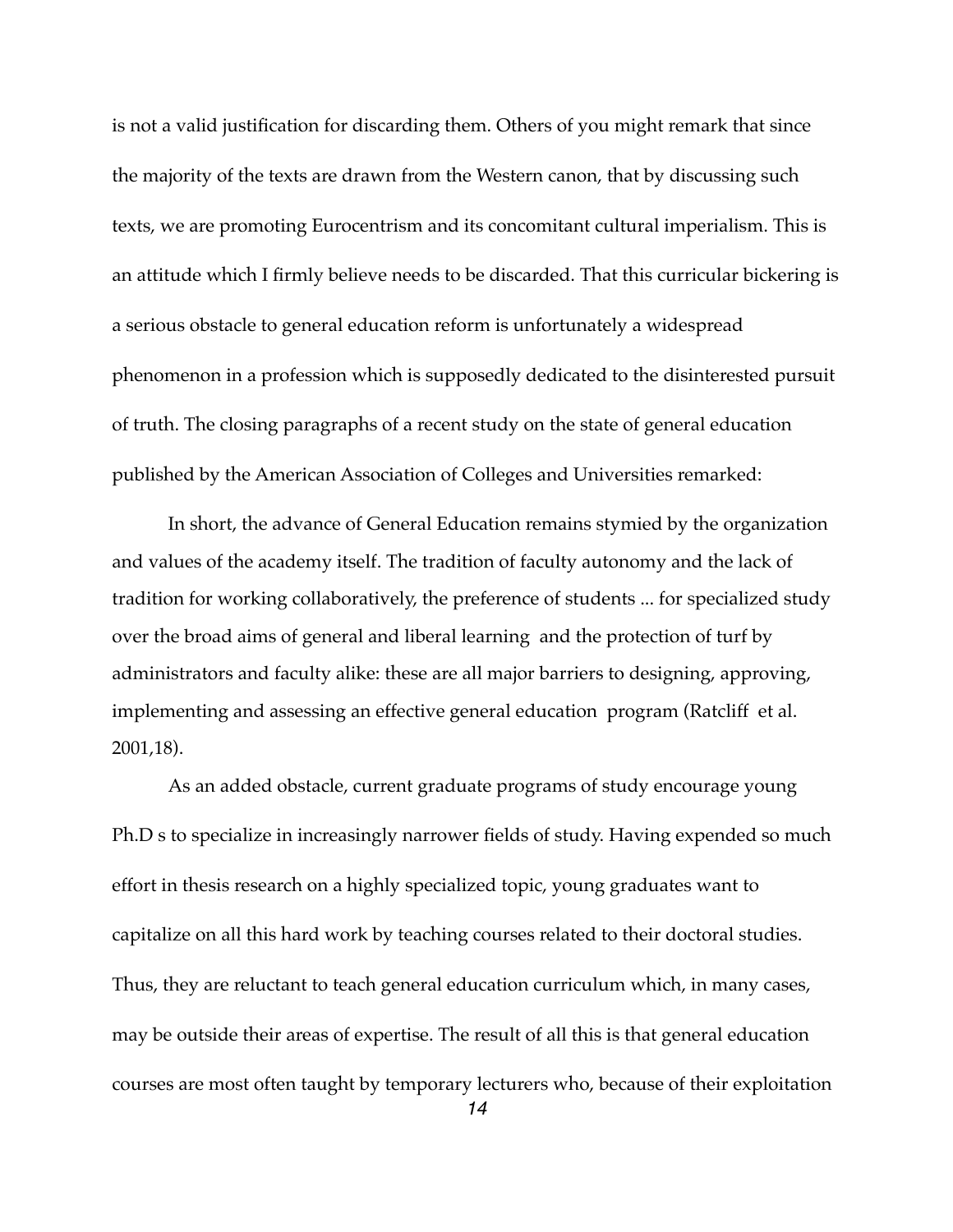is not a valid justification for discarding them. Others of you might remark that since the majority of the texts are drawn from the Western canon, that by discussing such texts, we are promoting Eurocentrism and its concomitant cultural imperialism. This is an attitude which I firmly believe needs to be discarded. That this curricular bickering is a serious obstacle to general education reform is unfortunately a widespread phenomenon in a profession which is supposedly dedicated to the disinterested pursuit of truth. The closing paragraphs of a recent study on the state of general education published by the American Association of Colleges and Universities remarked:

> In short, the advance of General Education remains stymied by the organization and values of the academy itself. The tradition of faculty autonomy and the lack of tradition for working collaboratively, the preference of students ... for specialized study over the broad aims of general and liberal learning and the protection of turf by administrators and faculty alike: these are all major barriers to designing, approving, implementing and assessing an effective general education program (Ratcliff et al. 2001,18).

As an added obstacle, current graduate programs of study encourage young Ph.D s to specialize in increasingly narrower fields of study. Having expended so much effort in thesis research on a highly specialized topic, young graduates want to capitalize on all this hard work by teaching courses related to their doctoral studies. Thus, they are reluctant to teach general education curriculum which, in many cases, may be outside their areas of expertise. The result of all this is that general education courses are most often taught by temporary lecturers who, because of their exploitation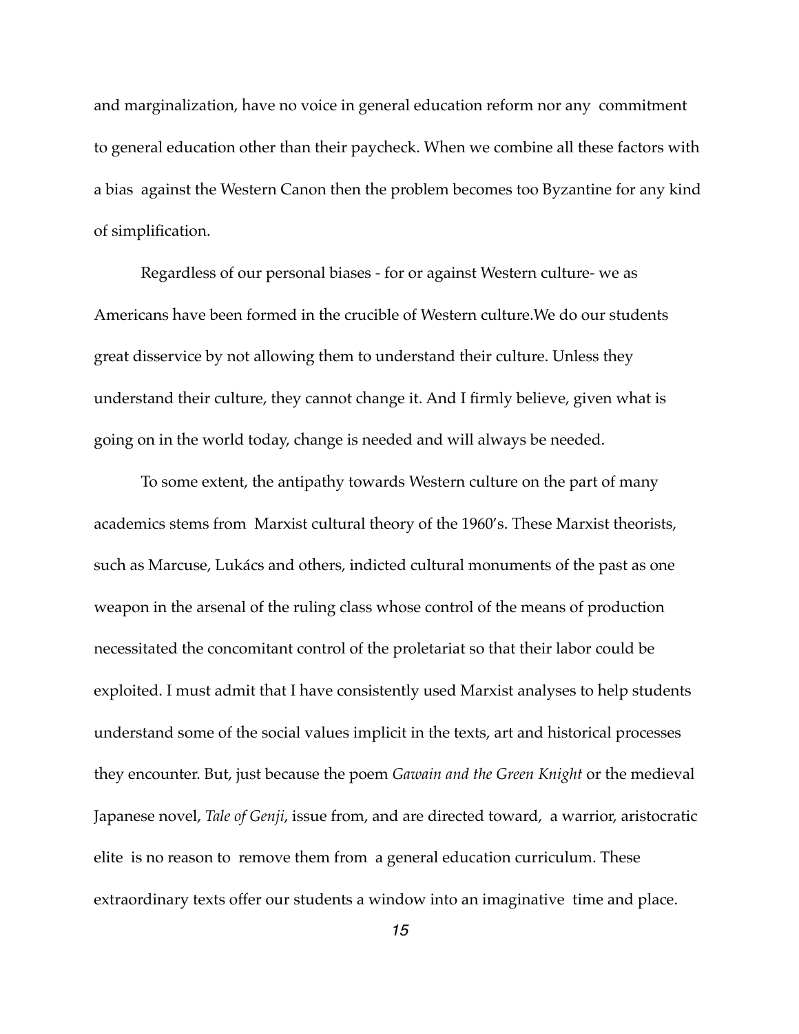and marginalization, have no voice in general education reform nor any commitment to general education other than their paycheck. When we combine all these factors with a bias against the Western Canon then the problem becomes too Byzantine for any kind of simplification.

Regardless of our personal biases - for or against Western culture- we as Americans have been formed in the crucible of Western culture.We do our students great disservice by not allowing them to understand their culture. Unless they understand their culture, they cannot change it. And I firmly believe, given what is going on in the world today, change is needed and will always be needed.

To some extent, the antipathy towards Western culture on the part of many academics stems from Marxist cultural theory of the 1960's. These Marxist theorists, such as Marcuse, Lukács and others, indicted cultural monuments of the past as one weapon in the arsenal of the ruling class whose control of the means of production necessitated the concomitant control of the proletariat so that their labor could be exploited. I must admit that I have consistently used Marxist analyses to help students understand some of the social values implicit in the texts, art and historical processes they encounter. But, just because the poem *Gawain and the Green Knight* or the medieval Japanese novel, *Tale of Genji*, issue from, and are directed toward, a warrior, aristocratic elite is no reason to remove them from a general education curriculum. These extraordinary texts offer our students a window into an imaginative time and place.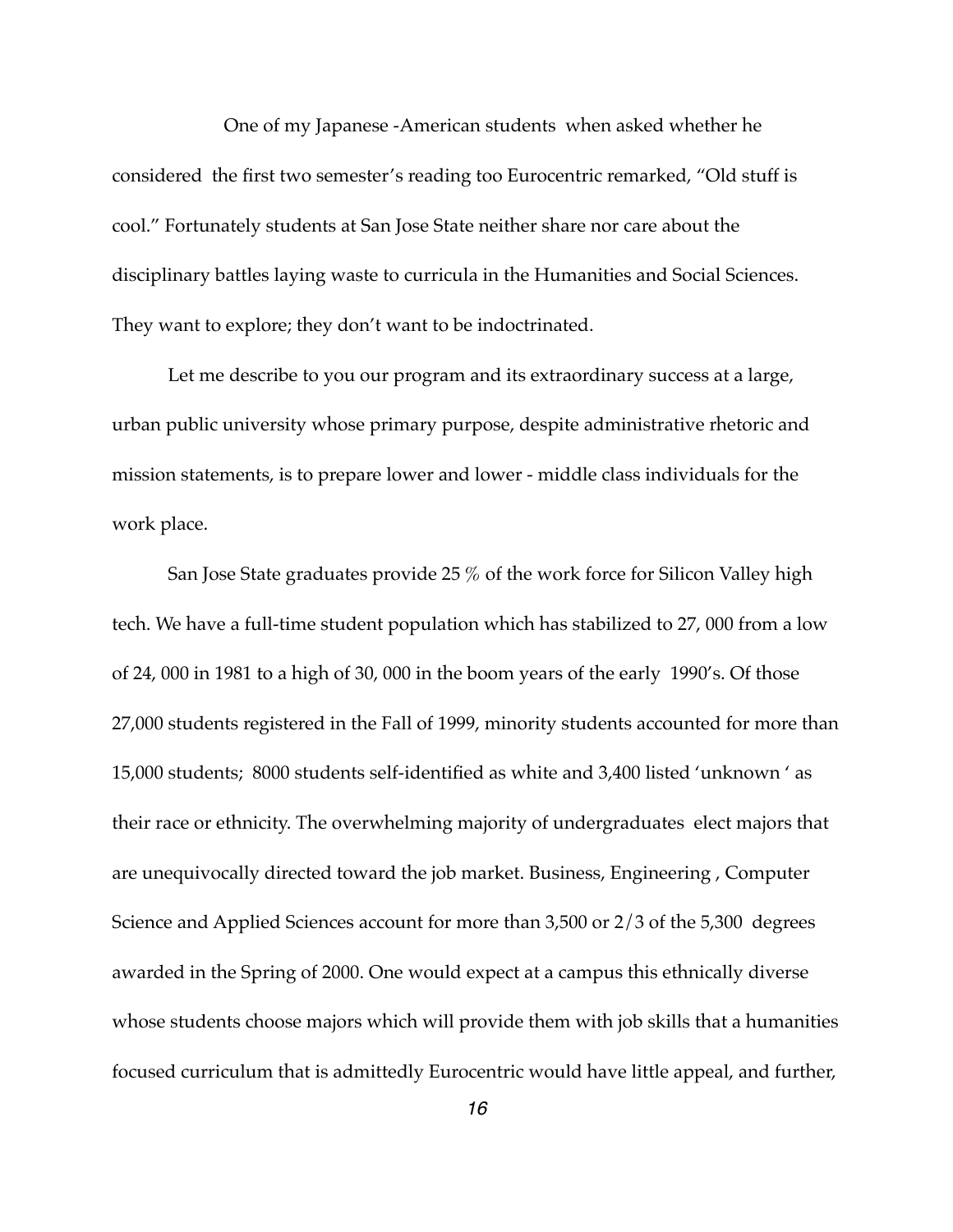One of my Japanese -American students when asked whether he considered the first two semester's reading too Eurocentric remarked, "Old stuff is cool." Fortunately students at San Jose State neither share nor care about the disciplinary battles laying waste to curricula in the Humanities and Social Sciences. They want to explore; they don't want to be indoctrinated.

Let me describe to you our program and its extraordinary success at a large, urban public university whose primary purpose, despite administrative rhetoric and mission statements, is to prepare lower and lower - middle class individuals for the work place.

San Jose State graduates provide 25 % of the work force for Silicon Valley high tech. We have a full-time student population which has stabilized to 27, 000 from a low of 24, 000 in 1981 to a high of 30, 000 in the boom years of the early 1990's. Of those 27,000 students registered in the Fall of 1999, minority students accounted for more than 15,000 students; 8000 students self-identified as white and 3,400 listed 'unknown ' as their race or ethnicity. The overwhelming majority of undergraduates elect majors that are unequivocally directed toward the job market. Business, Engineering , Computer Science and Applied Sciences account for more than 3,500 or 2/3 of the 5,300 degrees awarded in the Spring of 2000. One would expect at a campus this ethnically diverse whose students choose majors which will provide them with job skills that a humanities focused curriculum that is admittedly Eurocentric would have little appeal, and further,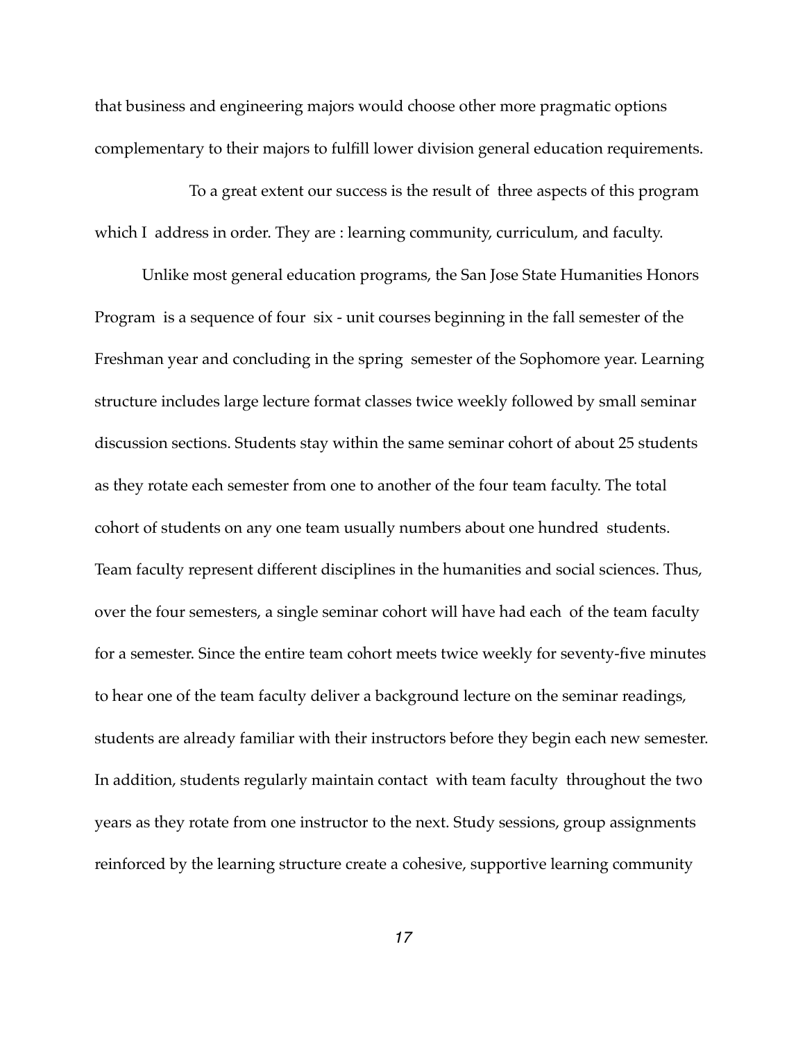that business and engineering majors would choose other more pragmatic options complementary to their majors to fulfill lower division general education requirements.

To a great extent our success is the result of three aspects of this program which I address in order. They are : learning community, curriculum, and faculty.

Unlike most general education programs, the San Jose State Humanities Honors Program is a sequence of four six - unit courses beginning in the fall semester of the Freshman year and concluding in the spring semester of the Sophomore year. Learning structure includes large lecture format classes twice weekly followed by small seminar discussion sections. Students stay within the same seminar cohort of about 25 students as they rotate each semester from one to another of the four team faculty. The total cohort of students on any one team usually numbers about one hundred students. Team faculty represent different disciplines in the humanities and social sciences. Thus, over the four semesters, a single seminar cohort will have had each of the team faculty for a semester. Since the entire team cohort meets twice weekly for seventy-five minutes to hear one of the team faculty deliver a background lecture on the seminar readings, students are already familiar with their instructors before they begin each new semester. In addition, students regularly maintain contact with team faculty throughout the two years as they rotate from one instructor to the next. Study sessions, group assignments reinforced by the learning structure create a cohesive, supportive learning community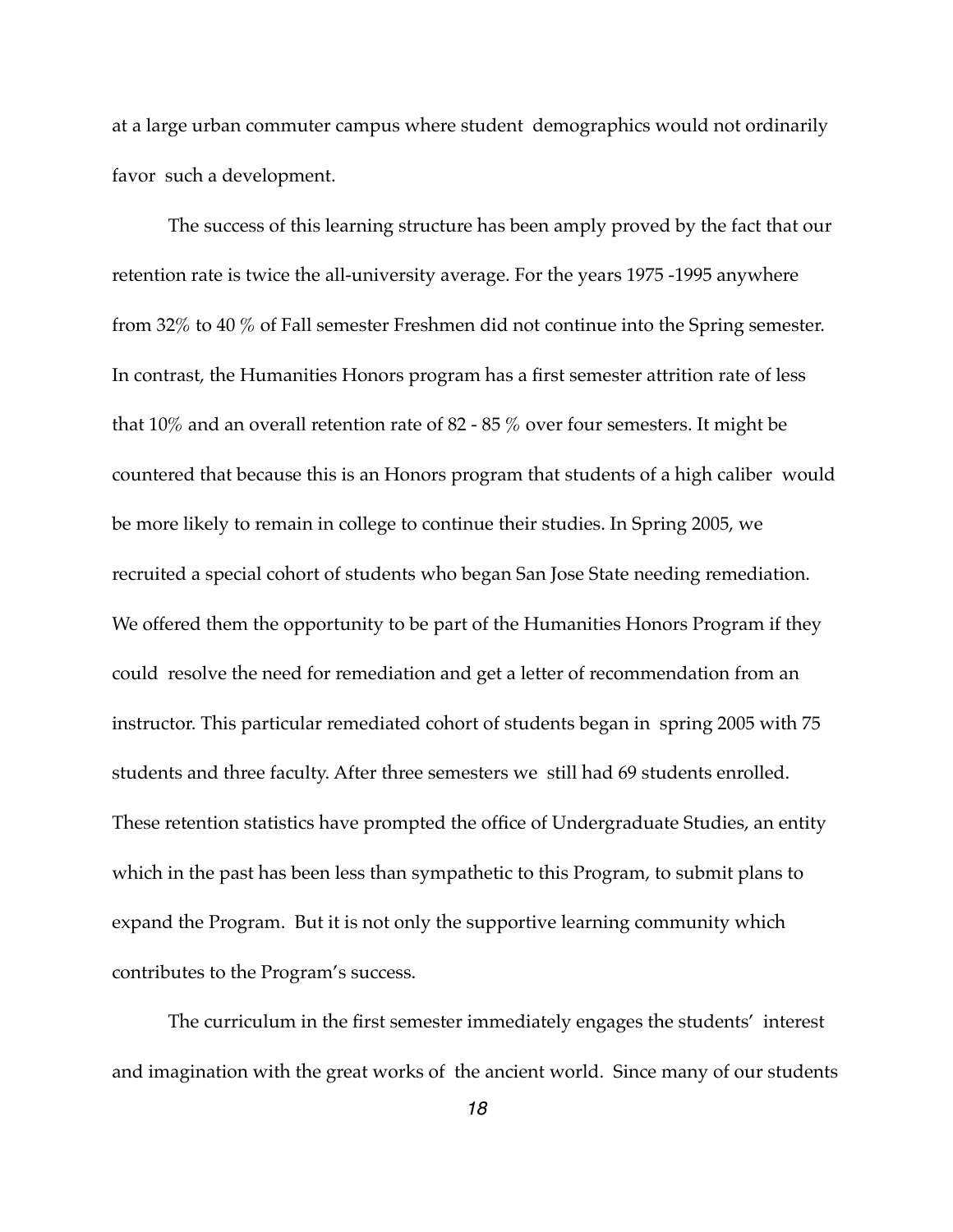at a large urban commuter campus where student demographics would not ordinarily favor such a development.

The success of this learning structure has been amply proved by the fact that our retention rate is twice the all-university average. For the years 1975 -1995 anywhere from 32% to 40 % of Fall semester Freshmen did not continue into the Spring semester. In contrast, the Humanities Honors program has a first semester attrition rate of less that 10% and an overall retention rate of 82 - 85 % over four semesters. It might be countered that because this is an Honors program that students of a high caliber would be more likely to remain in college to continue their studies. In Spring 2005, we recruited a special cohort of students who began San Jose State needing remediation. We offered them the opportunity to be part of the Humanities Honors Program if they could resolve the need for remediation and get a letter of recommendation from an instructor. This particular remediated cohort of students began in spring 2005 with 75 students and three faculty. After three semesters we still had 69 students enrolled. These retention statistics have prompted the office of Undergraduate Studies, an entity which in the past has been less than sympathetic to this Program, to submit plans to expand the Program. But it is not only the supportive learning community which contributes to the Program's success.

The curriculum in the first semester immediately engages the students' interest and imagination with the great works of the ancient world. Since many of our students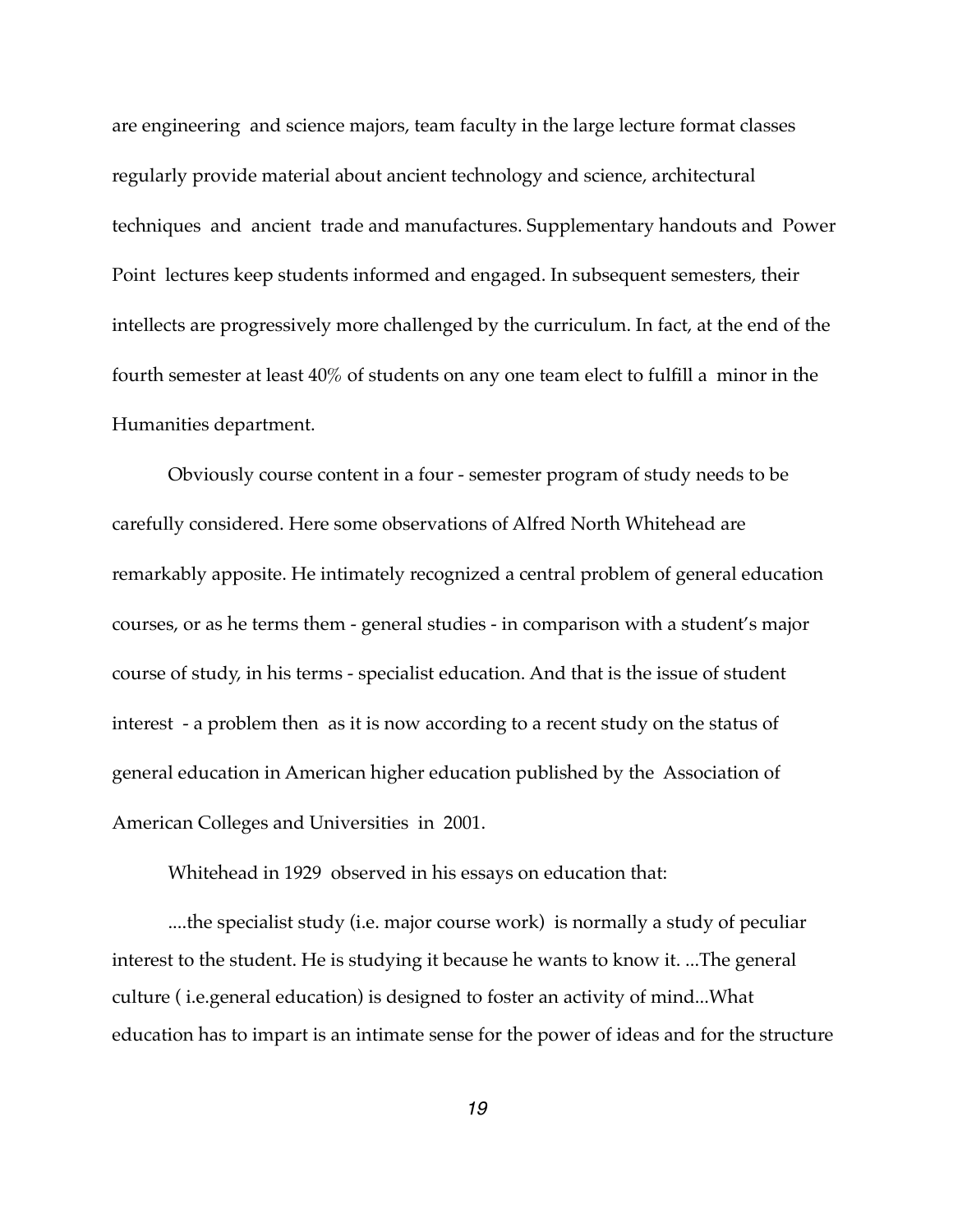are engineering and science majors, team faculty in the large lecture format classes regularly provide material about ancient technology and science, architectural techniques and ancient trade and manufactures. Supplementary handouts and Power Point lectures keep students informed and engaged. In subsequent semesters, their intellects are progressively more challenged by the curriculum. In fact, at the end of the fourth semester at least 40% of students on any one team elect to fulfill a minor in the Humanities department.

Obviously course content in a four - semester program of study needs to be carefully considered. Here some observations of Alfred North Whitehead are remarkably apposite. He intimately recognized a central problem of general education courses, or as he terms them - general studies - in comparison with a student's major course of study, in his terms - specialist education. And that is the issue of student interest - a problem then as it is now according to a recent study on the status of general education in American higher education published by the Association of American Colleges and Universities in 2001.

Whitehead in 1929 observed in his essays on education that:

> ....the specialist study (i.e. major course work) is normally a study of peculiar interest to the student. He is studying it because he wants to know it. ...The general culture ( i.e.general education) is designed to foster an activity of mind...What education has to impart is an intimate sense for the power of ideas and for the structure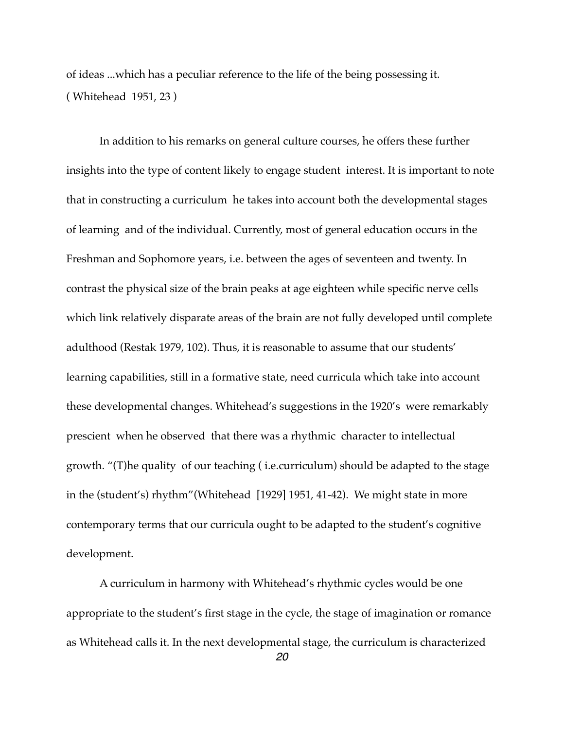of ideas ...which has a peculiar reference to the life of the being possessing it. ( Whitehead 1951, 23 )

In addition to his remarks on general culture courses, he offers these further insights into the type of content likely to engage student interest. It is important to note that in constructing a curriculum he takes into account both the developmental stages of learning and of the individual. Currently, most of general education occurs in the Freshman and Sophomore years, i.e. between the ages of seventeen and twenty. In contrast the physical size of the brain peaks at age eighteen while specific nerve cells which link relatively disparate areas of the brain are not fully developed until complete adulthood (Restak 1979, 102). Thus, it is reasonable to assume that our students' learning capabilities, still in a formative state, need curricula which take into account these developmental changes. Whitehead's suggestions in the 1920's were remarkably prescient when he observed that there was a rhythmic character to intellectual growth. "(T)he quality of our teaching ( i.e.curriculum) should be adapted to the stage in the (student's) rhythm"(Whitehead [1929] 1951, 41-42). We might state in more contemporary terms that our curricula ought to be adapted to the student's cognitive development.

A curriculum in harmony with Whitehead's rhythmic cycles would be one appropriate to the student's first stage in the cycle, the stage of imagination or romance as Whitehead calls it. In the next developmental stage, the curriculum is characterized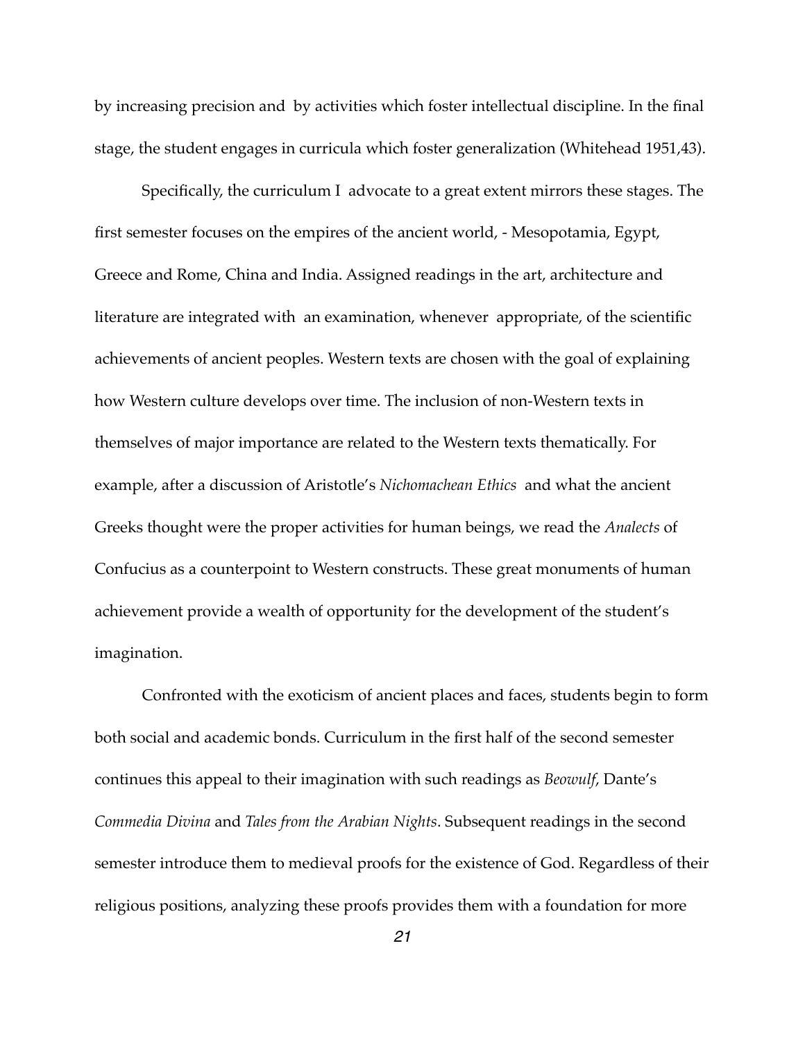by increasing precision and by activities which foster intellectual discipline. In the final stage, the student engages in curricula which foster generalization (Whitehead 1951,43).

Specifically, the curriculum I advocate to a great extent mirrors these stages. The first semester focuses on the empires of the ancient world, - Mesopotamia, Egypt, Greece and Rome, China and India. Assigned readings in the art, architecture and literature are integrated with an examination, whenever appropriate, of the scientific achievements of ancient peoples. Western texts are chosen with the goal of explaining how Western culture develops over time. The inclusion of non-Western texts in themselves of major importance are related to the Western texts thematically. For example, after a discussion of Aristotle's *Nichomachean Ethics* and what the ancient Greeks thought were the proper activities for human beings, we read the *Analects* of Confucius as a counterpoint to Western constructs. These great monuments of human achievement provide a wealth of opportunity for the development of the student's imagination.

Confronted with the exoticism of ancient places and faces, students begin to form both social and academic bonds. Curriculum in the first half of the second semester continues this appeal to their imagination with such readings as *Beowulf*, Dante's *Commedia Divina* and *Tales from the Arabian Nights*. Subsequent readings in the second semester introduce them to medieval proofs for the existence of God. Regardless of their religious positions, analyzing these proofs provides them with a foundation for more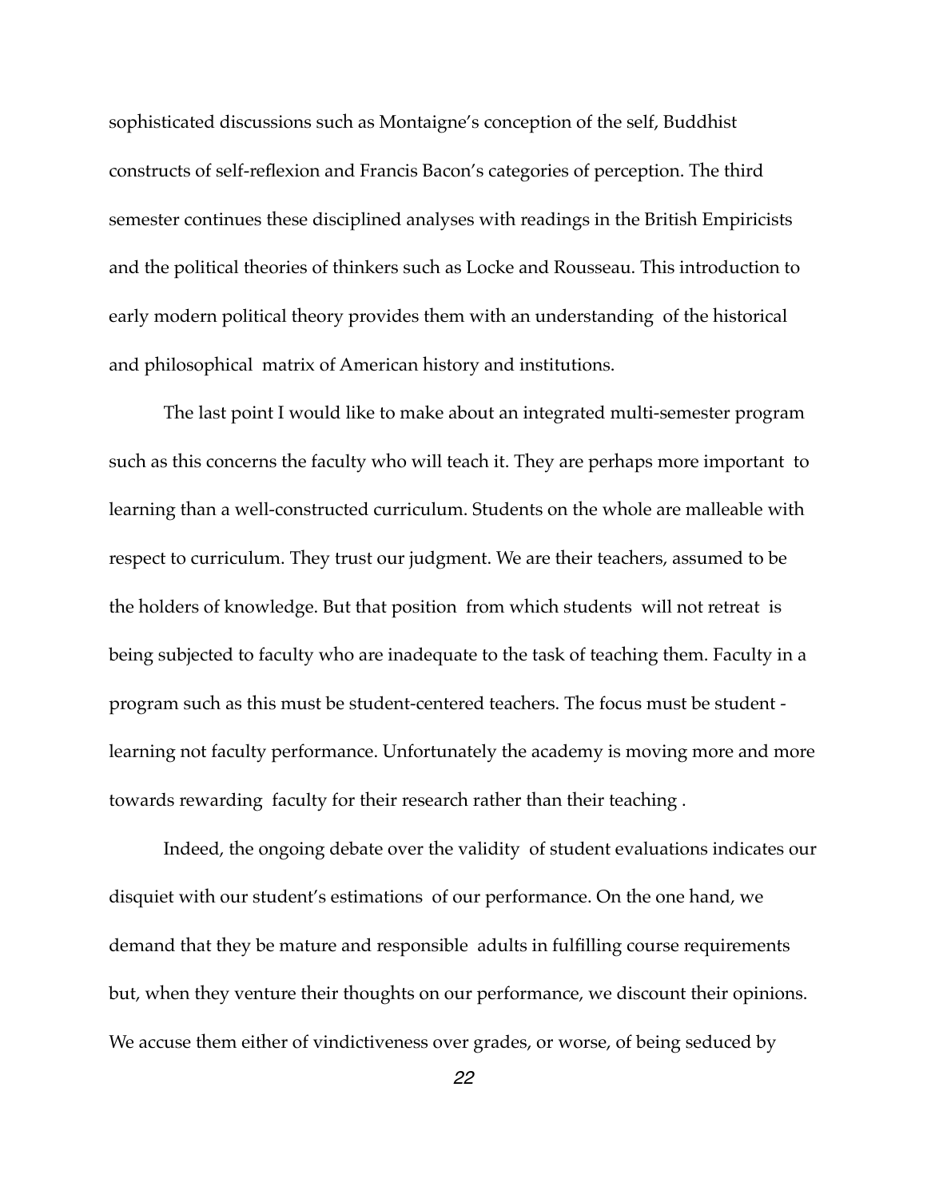sophisticated discussions such as Montaigne's conception of the self, Buddhist constructs of self-reflexion and Francis Bacon's categories of perception. The third semester continues these disciplined analyses with readings in the British Empiricists and the political theories of thinkers such as Locke and Rousseau. This introduction to early modern political theory provides them with an understanding of the historical and philosophical matrix of American history and institutions.

The last point I would like to make about an integrated multi-semester program such as this concerns the faculty who will teach it. They are perhaps more important to learning than a well-constructed curriculum. Students on the whole are malleable with respect to curriculum. They trust our judgment. We are their teachers, assumed to be the holders of knowledge. But that position from which students will not retreat is being subjected to faculty who are inadequate to the task of teaching them. Faculty in a program such as this must be student-centered teachers. The focus must be student - learning not faculty performance. Unfortunately the academy is moving more and more towards rewarding faculty for their research rather than their teaching .

Indeed, the ongoing debate over the validity of student evaluations indicates our disquiet with our student's estimations of our performance. On the one hand, we demand that they be mature and responsible adults in fulfilling course requirements but, when they venture their thoughts on our performance, we discount their opinions. We accuse them either of vindictiveness over grades, or worse, of being seduced by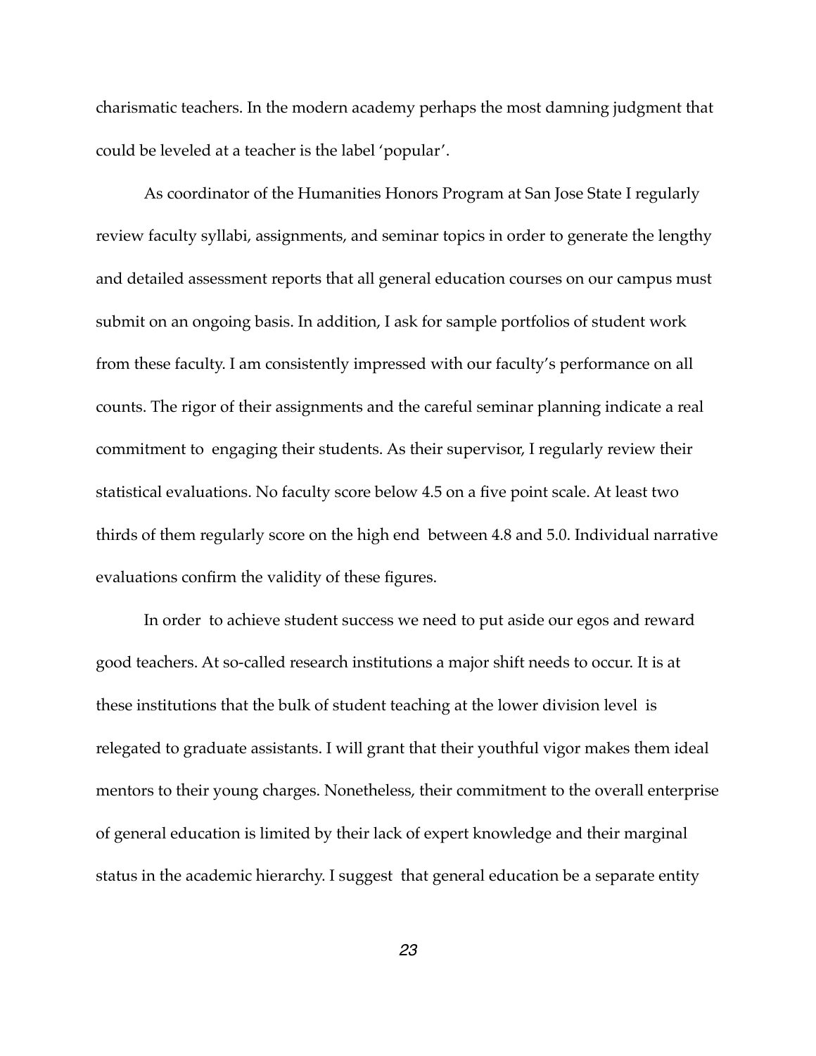charismatic teachers. In the modern academy perhaps the most damning judgment that could be leveled at a teacher is the label 'popular'.

As coordinator of the Humanities Honors Program at San Jose State I regularly review faculty syllabi, assignments, and seminar topics in order to generate the lengthy and detailed assessment reports that all general education courses on our campus must submit on an ongoing basis. In addition, I ask for sample portfolios of student work from these faculty. I am consistently impressed with our faculty's performance on all counts. The rigor of their assignments and the careful seminar planning indicate a real commitment to engaging their students. As their supervisor, I regularly review their statistical evaluations. No faculty score below 4.5 on a five point scale. At least two thirds of them regularly score on the high end between 4.8 and 5.0. Individual narrative evaluations confirm the validity of these figures.

In order to achieve student success we need to put aside our egos and reward good teachers. At so-called research institutions a major shift needs to occur. It is at these institutions that the bulk of student teaching at the lower division level is relegated to graduate assistants. I will grant that their youthful vigor makes them ideal mentors to their young charges. Nonetheless, their commitment to the overall enterprise of general education is limited by their lack of expert knowledge and their marginal status in the academic hierarchy. I suggest that general education be a separate entity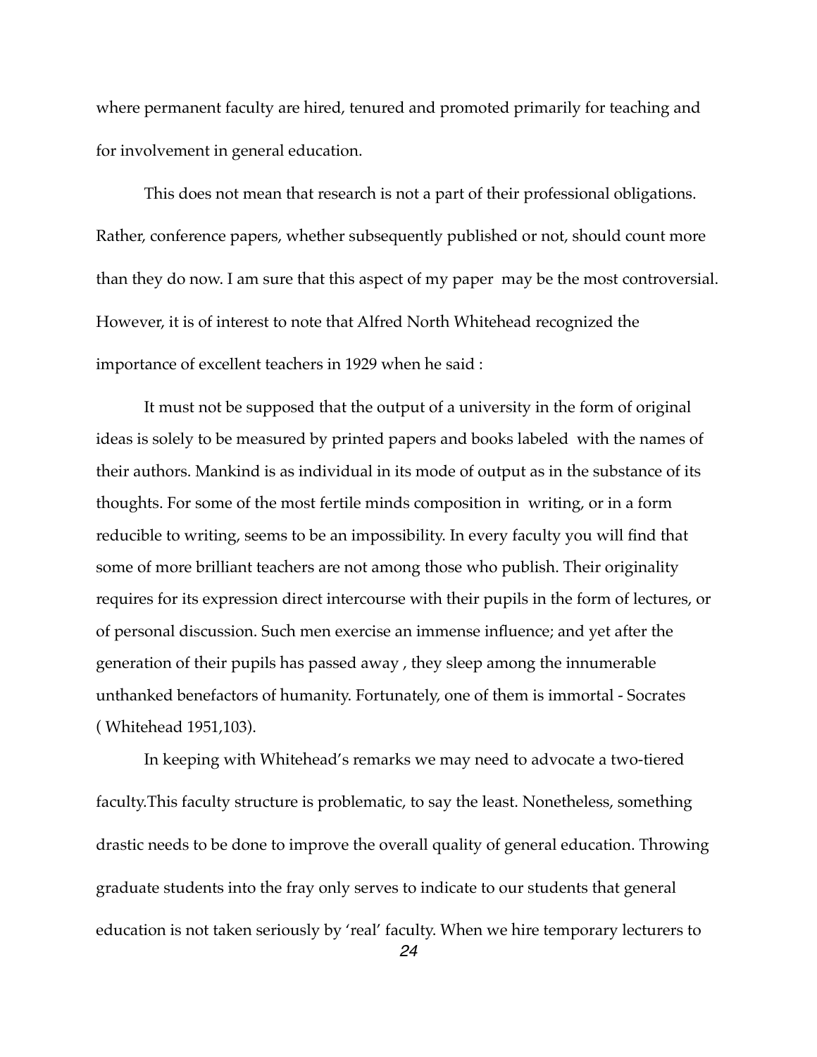where permanent faculty are hired, tenured and promoted primarily for teaching and for involvement in general education.

This does not mean that research is not a part of their professional obligations. Rather, conference papers, whether subsequently published or not, should count more than they do now. I am sure that this aspect of my paper may be the most controversial. However, it is of interest to note that Alfred North Whitehead recognized the importance of excellent teachers in 1929 when he said :

> It must not be supposed that the output of a university in the form of original ideas is solely to be measured by printed papers and books labeled with the names of their authors. Mankind is as individual in its mode of output as in the substance of its thoughts. For some of the most fertile minds composition in writing, or in a form reducible to writing, seems to be an impossibility. In every faculty you will find that some of more brilliant teachers are not among those who publish. Their originality requires for its expression direct intercourse with their pupils in the form of lectures, or of personal discussion. Such men exercise an immense influence; and yet after the generation of their pupils has passed away , they sleep among the innumerable unthanked benefactors of humanity. Fortunately, one of them is immortal - Socrates ( Whitehead 1951,103).

In keeping with Whitehead's remarks we may need to advocate a two-tiered faculty.This faculty structure is problematic, to say the least. Nonetheless, something drastic needs to be done to improve the overall quality of general education. Throwing graduate students into the fray only serves to indicate to our students that general education is not taken seriously by 'real' faculty. When we hire temporary lecturers to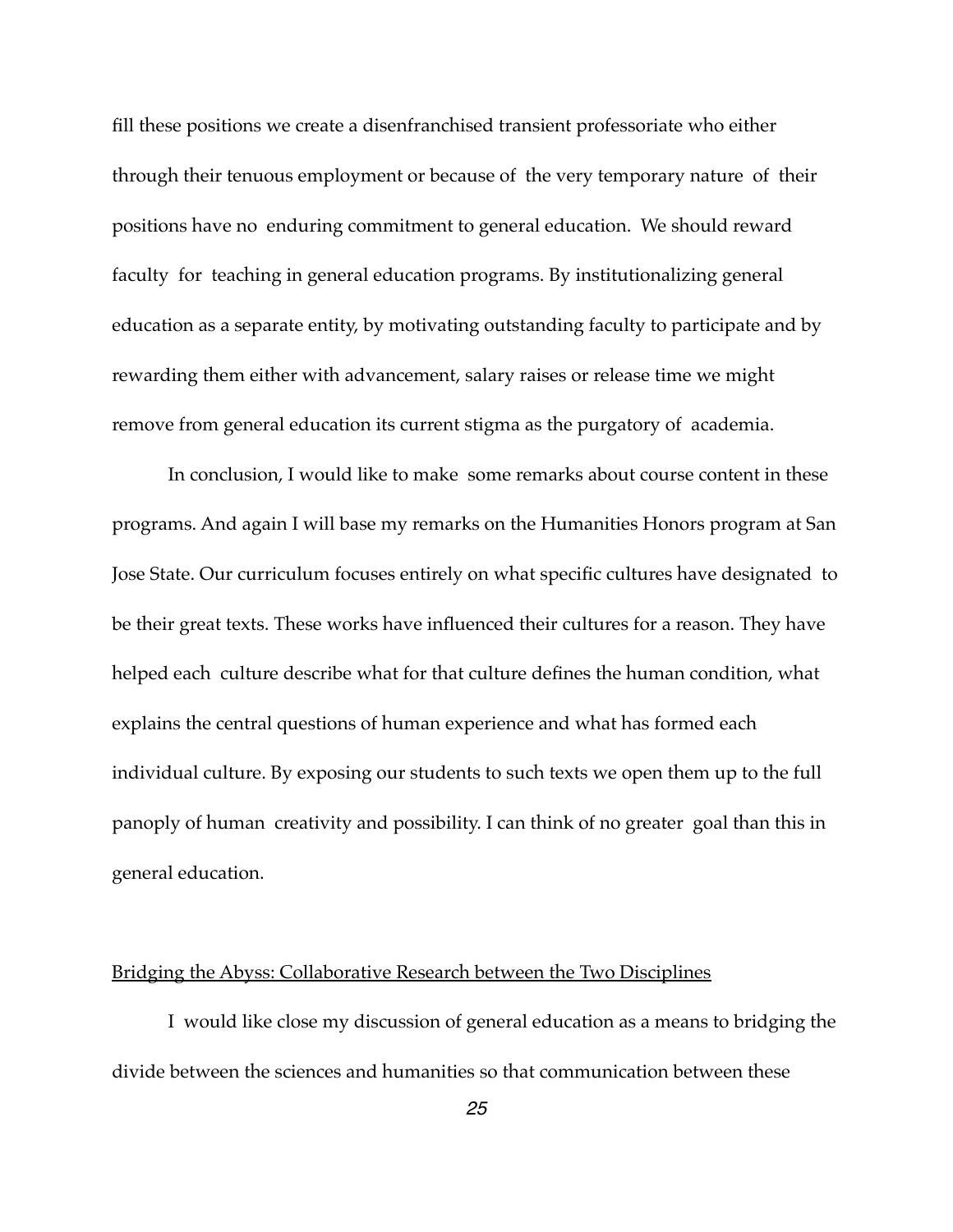fill these positions we create a disenfranchised transient professoriate who either through their tenuous employment or because of the very temporary nature of their positions have no enduring commitment to general education. We should reward faculty for teaching in general education programs. By institutionalizing general education as a separate entity, by motivating outstanding faculty to participate and by rewarding them either with advancement, salary raises or release time we might remove from general education its current stigma as the purgatory of academia.

In conclusion, I would like to make some remarks about course content in these programs. And again I will base my remarks on the Humanities Honors program at San Jose State. Our curriculum focuses entirely on what specific cultures have designated to be their great texts. These works have influenced their cultures for a reason. They have helped each culture describe what for that culture defines the human condition, what explains the central questions of human experience and what has formed each individual culture. By exposing our students to such texts we open them up to the full panoply of human creativity and possibility. I can think of no greater goal than this in general education.

## Bridging the Abyss: Collaborative Research between the Two Disciplines

I would like close my discussion of general education as a means to bridging the divide between the sciences and humanities so that communication between these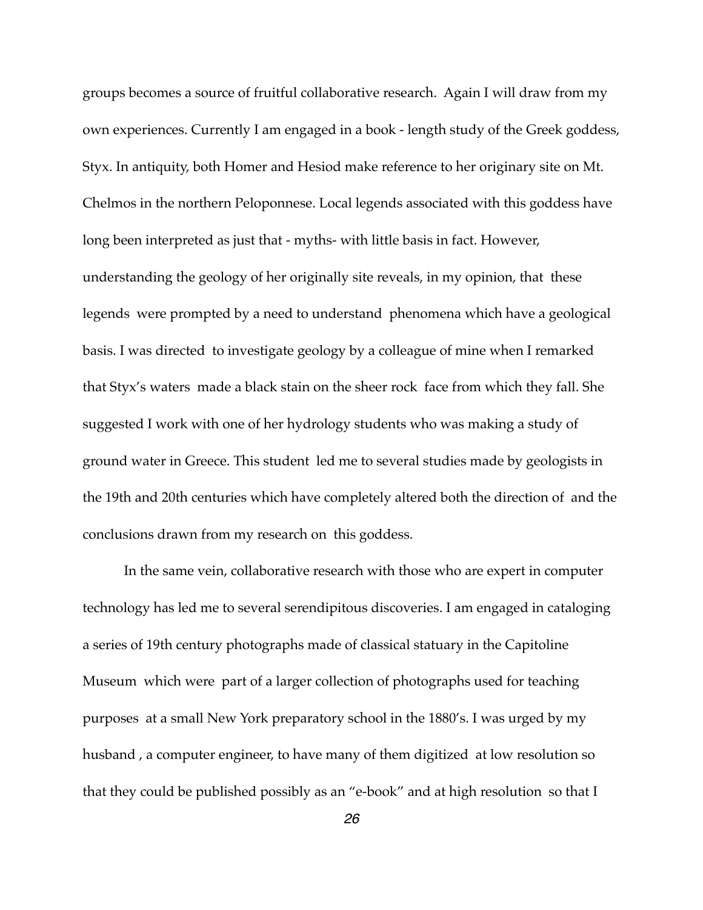groups becomes a source of fruitful collaborative research. Again I will draw from my own experiences. Currently I am engaged in a book - length study of the Greek goddess, Styx. In antiquity, both Homer and Hesiod make reference to her originary site on Mt. Chelmos in the northern Peloponnese. Local legends associated with this goddess have long been interpreted as just that - myths- with little basis in fact. However, understanding the geology of her originally site reveals, in my opinion, that these legends were prompted by a need to understand phenomena which have a geological basis. I was directed to investigate geology by a colleague of mine when I remarked that Styx's waters made a black stain on the sheer rock face from which they fall. She suggested I work with one of her hydrology students who was making a study of ground water in Greece. This student led me to several studies made by geologists in the 19th and 20th centuries which have completely altered both the direction of and the conclusions drawn from my research on this goddess.

In the same vein, collaborative research with those who are expert in computer technology has led me to several serendipitous discoveries. I am engaged in cataloging a series of 19th century photographs made of classical statuary in the Capitoline Museum which were part of a larger collection of photographs used for teaching purposes at a small New York preparatory school in the 1880's. I was urged by my husband , a computer engineer, to have many of them digitized at low resolution so that they could be published possibly as an "e-book" and at high resolution so that I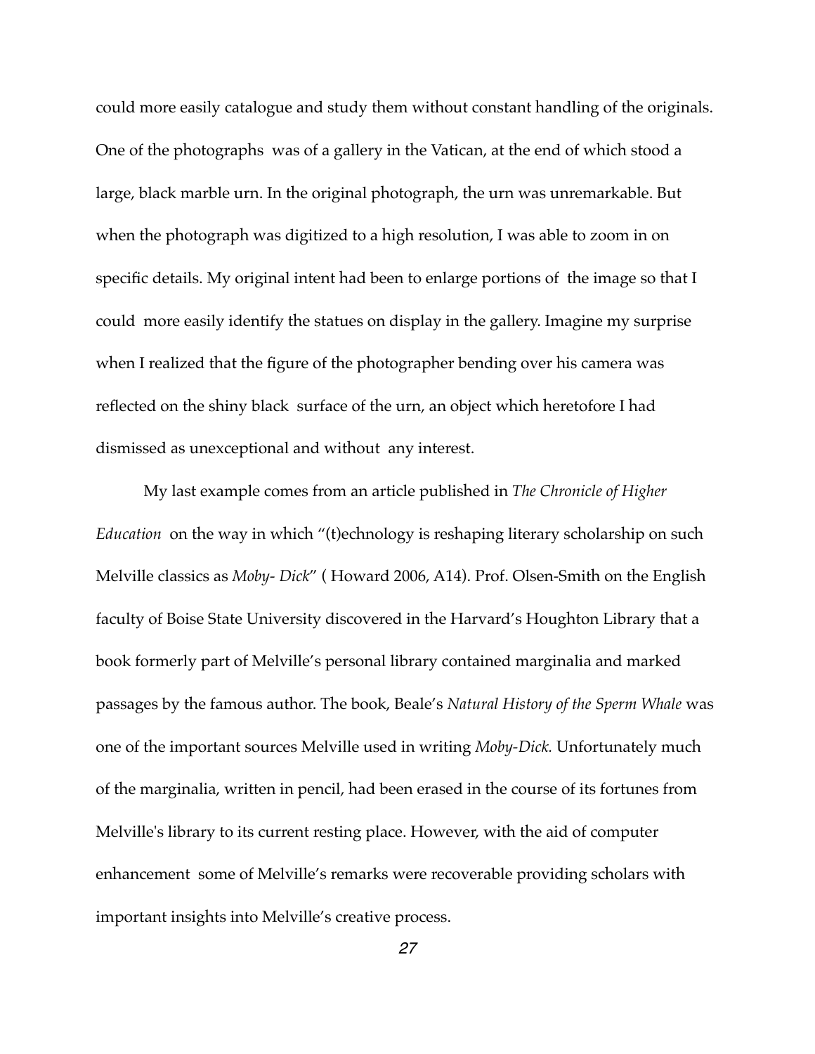could more easily catalogue and study them without constant handling of the originals. One of the photographs was of a gallery in the Vatican, at the end of which stood a large, black marble urn. In the original photograph, the urn was unremarkable. But when the photograph was digitized to a high resolution, I was able to zoom in on specific details. My original intent had been to enlarge portions of the image so that I could more easily identify the statues on display in the gallery. Imagine my surprise when I realized that the figure of the photographer bending over his camera was reflected on the shiny black surface of the urn, an object which heretofore I had dismissed as unexceptional and without any interest.

My last example comes from an article published in *The Chronicle of Higher Education* on the way in which "(t)echnology is reshaping literary scholarship on such Melville classics as *Moby- Dick*" ( Howard 2006, A14). Prof. Olsen-Smith on the English faculty of Boise State University discovered in the Harvard's Houghton Library that a book formerly part of Melville's personal library contained marginalia and marked passages by the famous author. The book, Beale's *Natural History of the Sperm Whale* was one of the important sources Melville used in writing *Moby-Dick.* Unfortunately much of the marginalia, written in pencil, had been erased in the course of its fortunes from Melville's library to its current resting place. However, with the aid of computer enhancement some of Melville's remarks were recoverable providing scholars with important insights into Melville's creative process.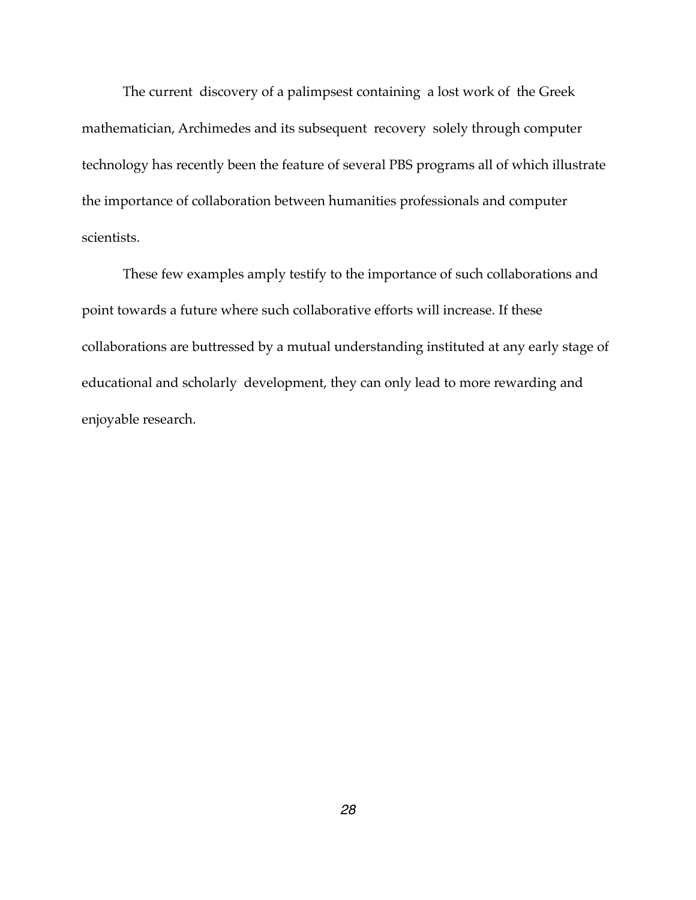The current discovery of a palimpsest containing a lost work of the Greek mathematician, Archimedes and its subsequent recovery solely through computer technology has recently been the feature of several PBS programs all of which illustrate the importance of collaboration between humanities professionals and computer scientists.

These few examples amply testify to the importance of such collaborations and point towards a future where such collaborative efforts will increase. If these collaborations are buttressed by a mutual understanding instituted at any early stage of educational and scholarly development, they can only lead to more rewarding and enjoyable research.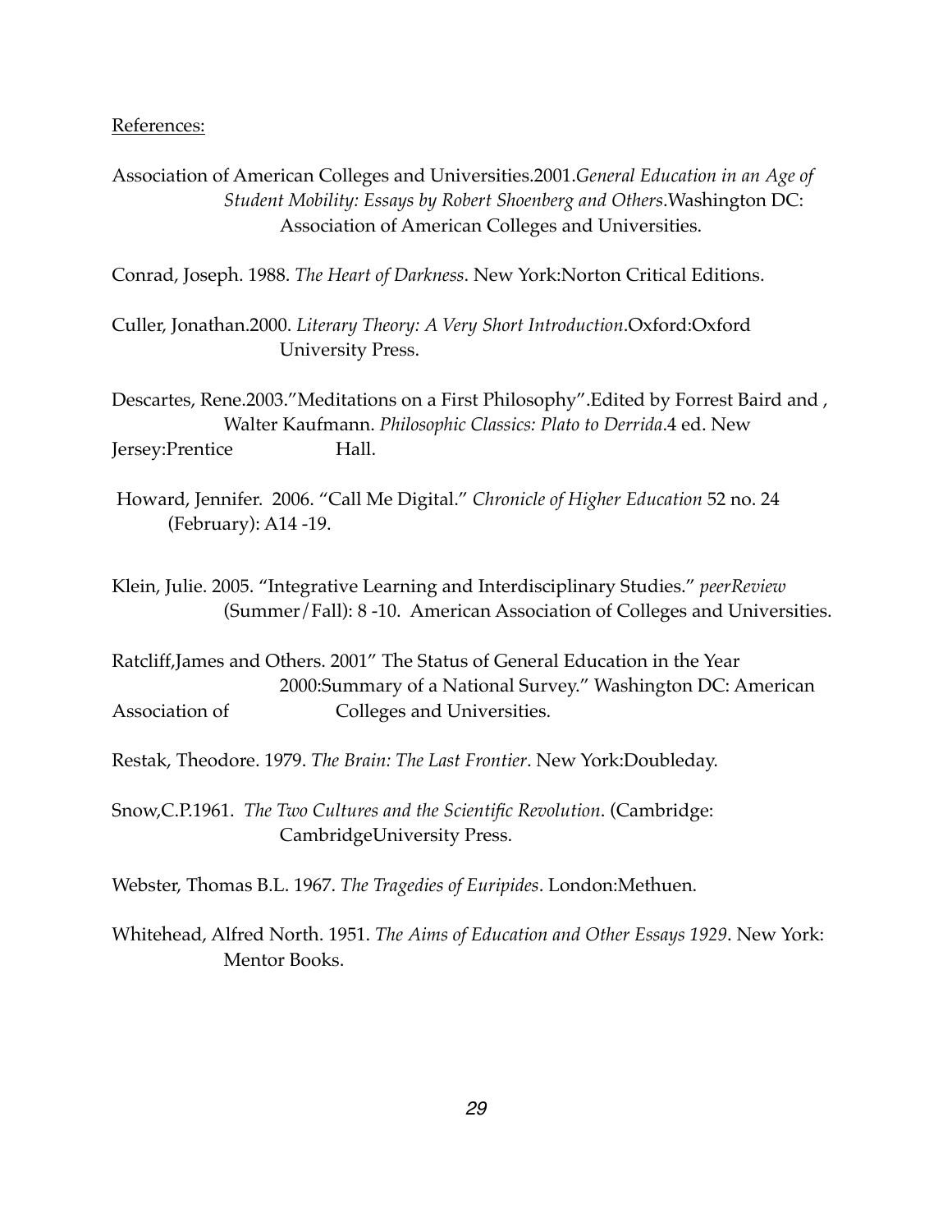References:

Association of American Colleges and Universities.2001.*General Education in an Age of Student Mobility: Essays by Robert Shoenberg and Others*.Washington DC: Association of American Colleges and Universities.

Conrad, Joseph. 1988. *The Heart of Darkness*. New York:Norton Critical Editions.

Culler, Jonathan.2000. *Literary Theory: A Very Short Introduction*.Oxford:Oxford University Press.

Descartes, Rene.2003."Meditations on a First Philosophy".Edited by Forrest Baird and , Walter Kaufmann. *Philosophic Classics: Plato to Derrida*.4 ed. New Jersey:Prentice Hall.

Howard, Jennifer. 2006. "Call Me Digital." *Chronicle of Higher Education* 52 no. 24 (February): A14 -19.

Klein, Julie. 2005. "Integrative Learning and Interdisciplinary Studies." *peerReview* (Summer/Fall): 8 -10. American Association of Colleges and Universities.

Ratcliff,James and Others. 2001" The Status of General Education in the Year 2000:Summary of a National Survey." Washington DC: American Association of Colleges and Universities.

Restak, Theodore. 1979. *The Brain: The Last Frontier*. New York:Doubleday.

Snow,C.P.1961. *The Two Cultures and the Scientific Revolution*. (Cambridge: CambridgeUniversity Press.

Webster, Thomas B.L. 1967. *The Tragedies of Euripides*. London:Methuen.

Whitehead, Alfred North. 1951. *The Aims of Education and Other Essays 1929*. New York: Mentor Books.